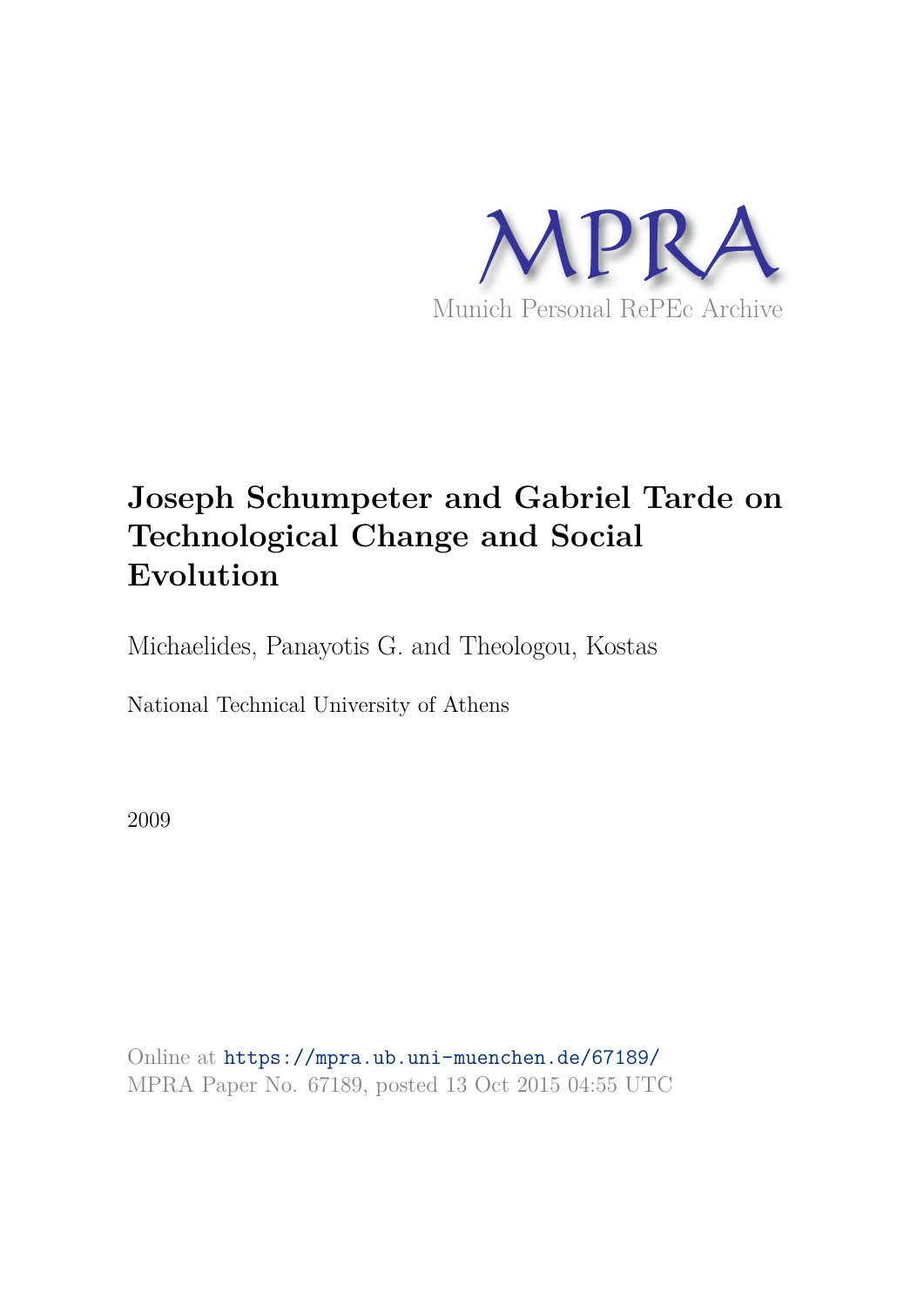MPRA

Munich Personal RePEc Archive

# Joseph Schumpeter and Gabriel Tarde on Technological Change and Social Evolution

Michaelides, Panayotis G. and Theologou, Kostas

National Technical University of Athens

2009

Online at https://mpra.ub.uni-muenchen.de/67189/
MPRA Paper No. 67189, posted 13 Oct 2015 04:55 UTC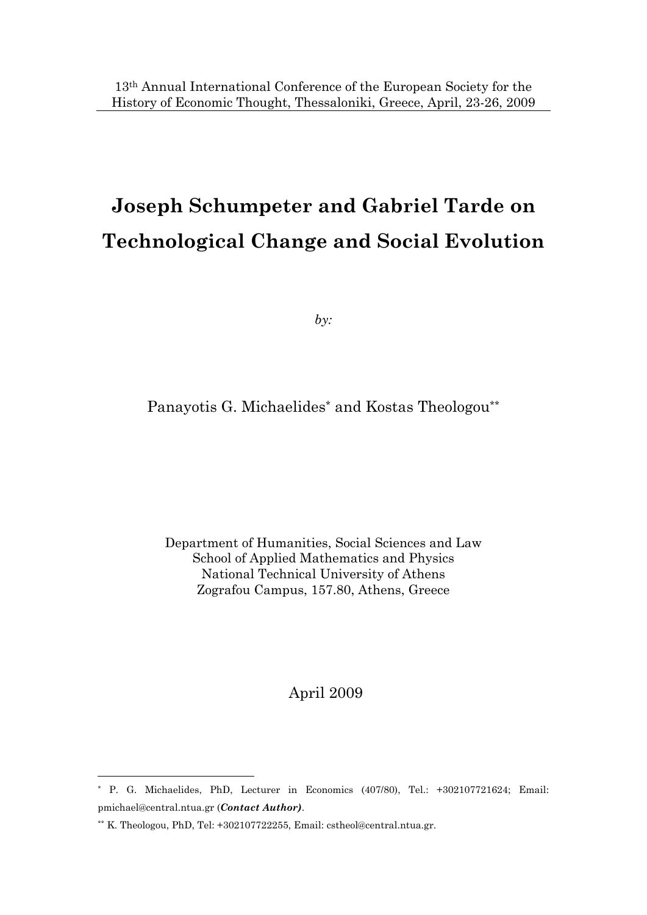13th Annual International Conference of the European Society for the History of Economic Thought, Thessaloniki, Greece, April, 23-26, 2009

# Joseph Schumpeter and Gabriel Tarde on Technological Change and Social Evolution

*by:*

Panayotis G. Michaelides* and Kostas Theologou**

Department of Humanities, Social Sciences and Law
School of Applied Mathematics and Physics
National Technical University of Athens
Zografou Campus, 157.80, Athens, Greece

April 2009

---

* P. G. Michaelides, PhD, Lecturer in Economics (407/80), Tel.: +302107721624; Email: pmichael@central.ntua.gr (***Contact Author)***.

** K. Theologou, PhD, Tel: +302107722255, Email: cstheol@central.ntua.gr.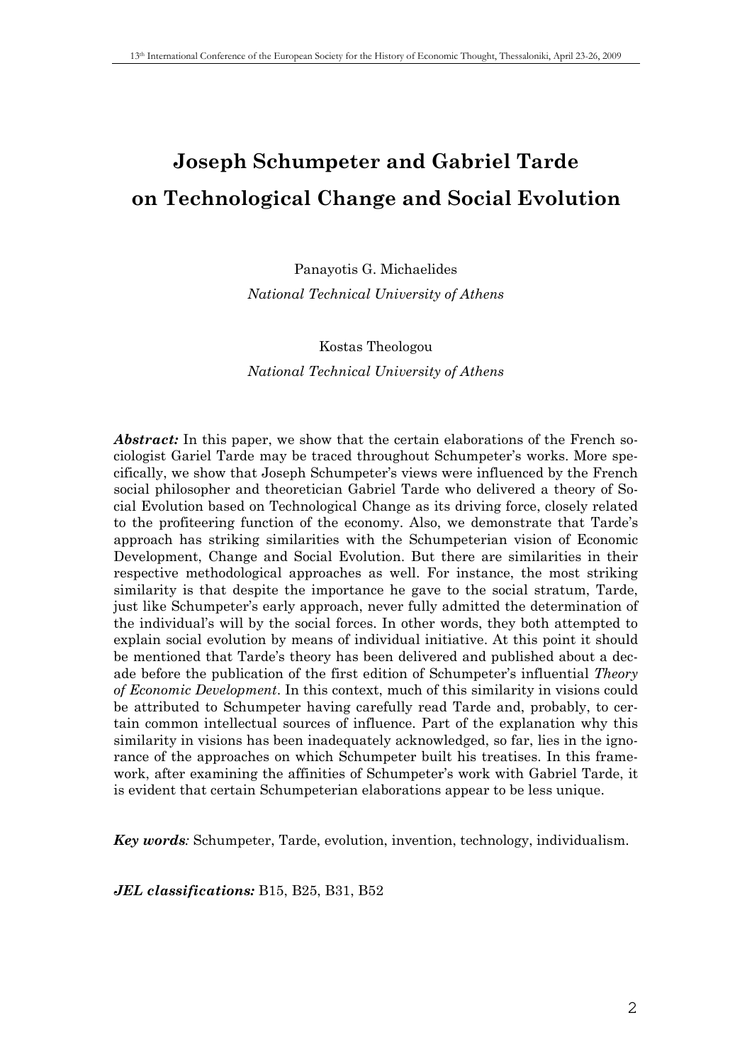# Joseph Schumpeter and Gabriel Tarde on Technological Change and Social Evolution

Panayotis G. Michaelides
*National Technical University of Athens*

Kostas Theologou
*National Technical University of Athens*

***Abstract:*** In this paper, we show that the certain elaborations of the French sociologist Gariel Tarde may be traced throughout Schumpeter's works. More specifically, we show that Joseph Schumpeter's views were influenced by the French social philosopher and theoretician Gabriel Tarde who delivered a theory of Social Evolution based on Technological Change as its driving force, closely related to the profiteering function of the economy. Also, we demonstrate that Tarde's approach has striking similarities with the Schumpeterian vision of Economic Development, Change and Social Evolution. But there are similarities in their respective methodological approaches as well. For instance, the most striking similarity is that despite the importance he gave to the social stratum, Tarde, just like Schumpeter's early approach, never fully admitted the determination of the individual's will by the social forces. In other words, they both attempted to explain social evolution by means of individual initiative. At this point it should be mentioned that Tarde's theory has been delivered and published about a decade before the publication of the first edition of Schumpeter's influential *Theory of Economic Development*. In this context, much of this similarity in visions could be attributed to Schumpeter having carefully read Tarde and, probably, to certain common intellectual sources of influence. Part of the explanation why this similarity in visions has been inadequately acknowledged, so far, lies in the ignorance of the approaches on which Schumpeter built his treatises. In this framework, after examining the affinities of Schumpeter's work with Gabriel Tarde, it is evident that certain Schumpeterian elaborations appear to be less unique.

***Key words:*** Schumpeter, Tarde, evolution, invention, technology, individualism.

***JEL classifications:*** B15, B25, B31, B52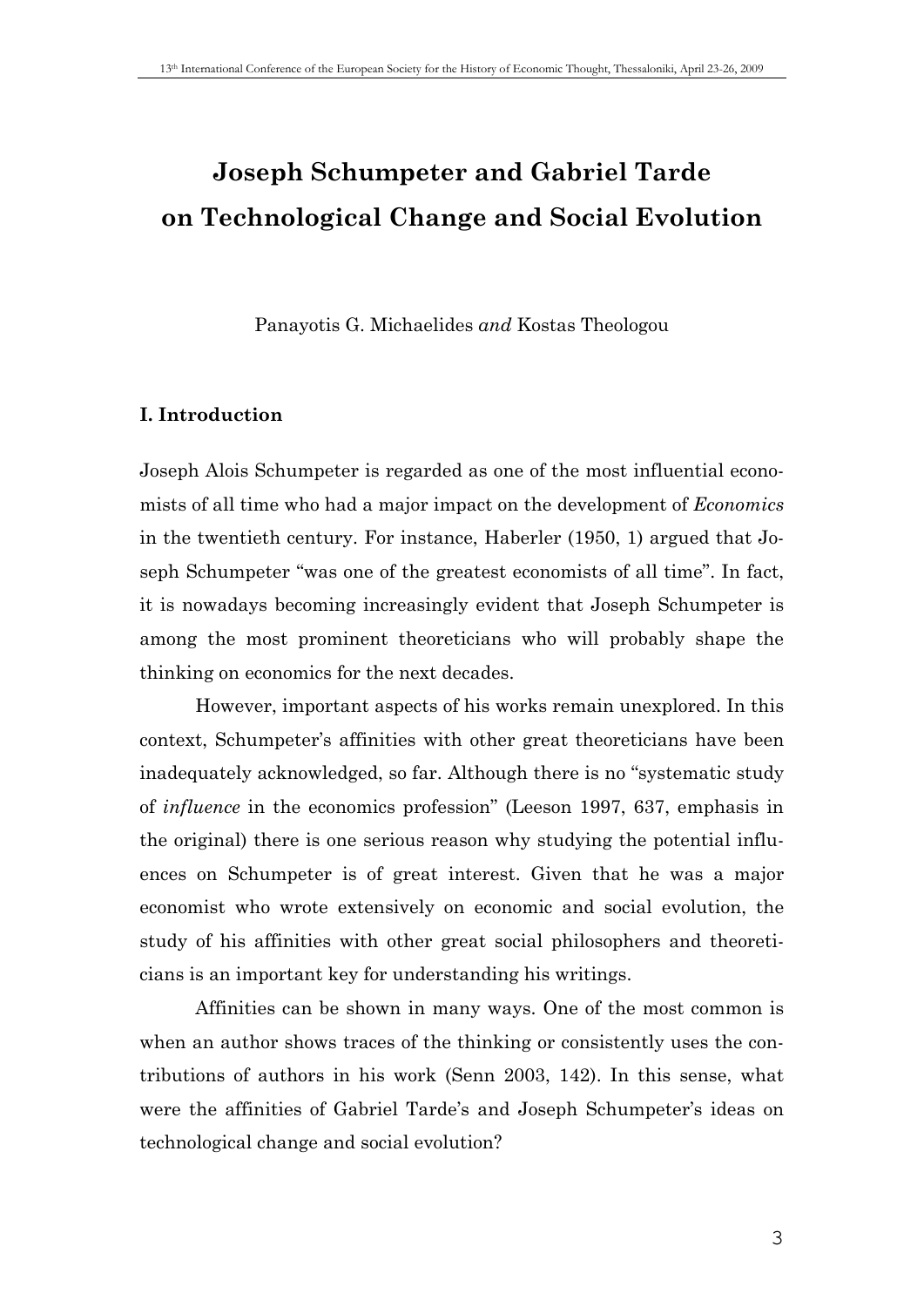# Joseph Schumpeter and Gabriel Tarde on Technological Change and Social Evolution

Panayotis G. Michaelides *and* Kostas Theologou

## I. Introduction

Joseph Alois Schumpeter is regarded as one of the most influential economists of all time who had a major impact on the development of *Economics* in the twentieth century. For instance, Haberler (1950, 1) argued that Joseph Schumpeter "was one of the greatest economists of all time". In fact, it is nowadays becoming increasingly evident that Joseph Schumpeter is among the most prominent theoreticians who will probably shape the thinking on economics for the next decades.

However, important aspects of his works remain unexplored. In this context, Schumpeter's affinities with other great theoreticians have been inadequately acknowledged, so far. Although there is no "systematic study of *influence* in the economics profession" (Leeson 1997, 637, emphasis in the original) there is one serious reason why studying the potential influences on Schumpeter is of great interest. Given that he was a major economist who wrote extensively on economic and social evolution, the study of his affinities with other great social philosophers and theoreticians is an important key for understanding his writings.

Affinities can be shown in many ways. One of the most common is when an author shows traces of the thinking or consistently uses the contributions of authors in his work (Senn 2003, 142). In this sense, what were the affinities of Gabriel Tarde's and Joseph Schumpeter's ideas on technological change and social evolution?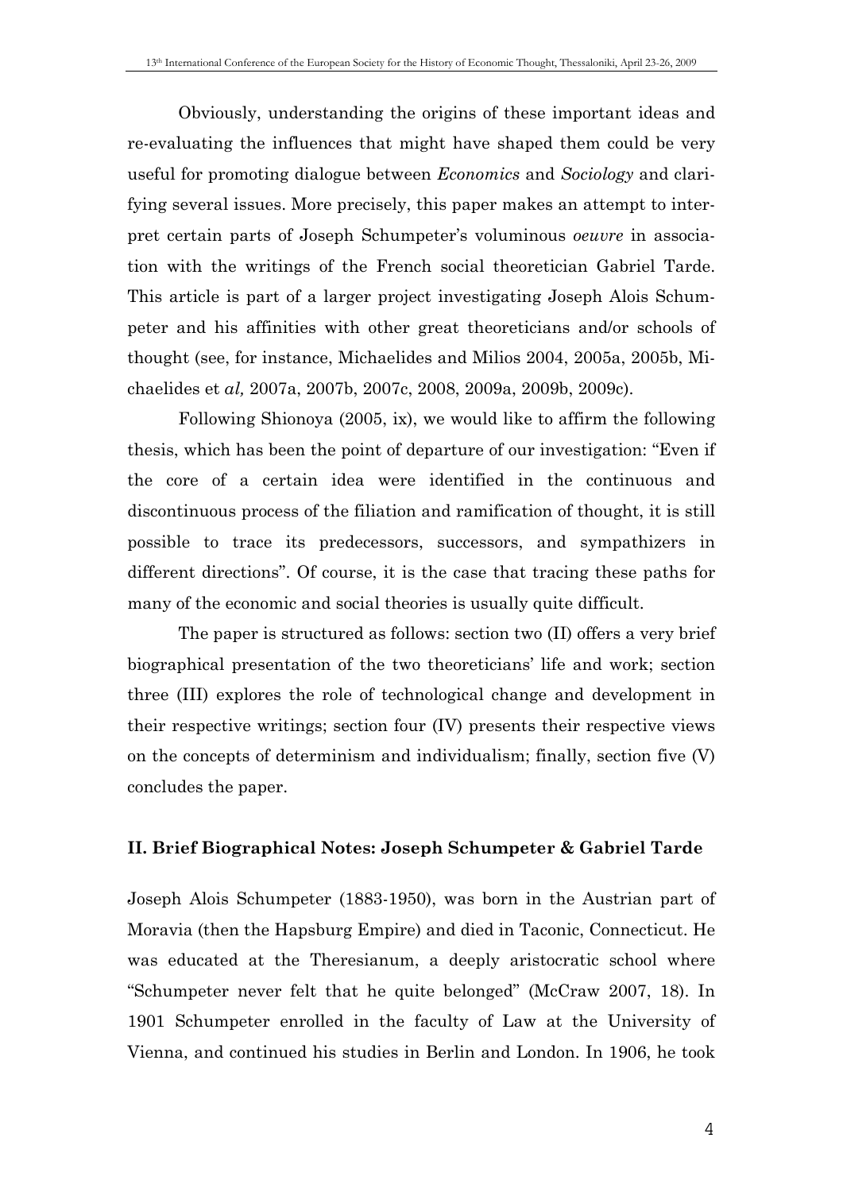Obviously, understanding the origins of these important ideas and re-evaluating the influences that might have shaped them could be very useful for promoting dialogue between *Economics* and *Sociology* and clarifying several issues. More precisely, this paper makes an attempt to interpret certain parts of Joseph Schumpeter's voluminous *oeuvre* in association with the writings of the French social theoretician Gabriel Tarde. This article is part of a larger project investigating Joseph Alois Schumpeter and his affinities with other great theoreticians and/or schools of thought (see, for instance, Michaelides and Milios 2004, 2005a, 2005b, Michaelides et *al,* 2007a, 2007b, 2007c, 2008, 2009a, 2009b, 2009c).

Following Shionoya (2005, ix), we would like to affirm the following thesis, which has been the point of departure of our investigation: "Even if the core of a certain idea were identified in the continuous and discontinuous process of the filiation and ramification of thought, it is still possible to trace its predecessors, successors, and sympathizers in different directions". Of course, it is the case that tracing these paths for many of the economic and social theories is usually quite difficult.

The paper is structured as follows: section two (II) offers a very brief biographical presentation of the two theoreticians' life and work; section three (III) explores the role of technological change and development in their respective writings; section four (IV) presents their respective views on the concepts of determinism and individualism; finally, section five (V) concludes the paper.

## II. Brief Biographical Notes: Joseph Schumpeter & Gabriel Tarde

Joseph Alois Schumpeter (1883-1950), was born in the Austrian part of Moravia (then the Hapsburg Empire) and died in Taconic, Connecticut. He was educated at the Theresianum, a deeply aristocratic school where "Schumpeter never felt that he quite belonged" (McCraw 2007, 18). In 1901 Schumpeter enrolled in the faculty of Law at the University of Vienna, and continued his studies in Berlin and London. In 1906, he took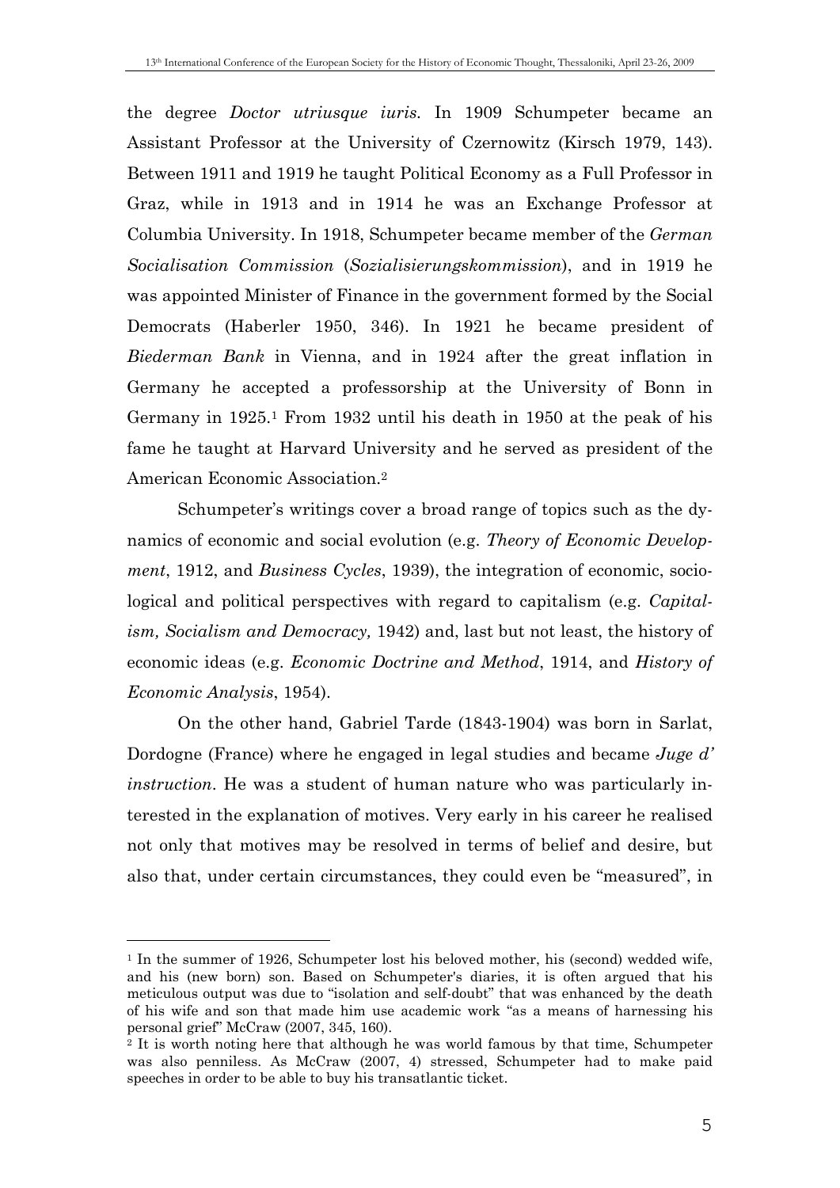the degree *Doctor utriusque iuris*. In 1909 Schumpeter became an Assistant Professor at the University of Czernowitz (Kirsch 1979, 143). Between 1911 and 1919 he taught Political Economy as a Full Professor in Graz, while in 1913 and in 1914 he was an Exchange Professor at Columbia University. In 1918, Schumpeter became member of the *German Socialisation Commission* (*Sozialisierungskommission*), and in 1919 he was appointed Minister of Finance in the government formed by the Social Democrats (Haberler 1950, 346). In 1921 he became president of *Biederman Bank* in Vienna, and in 1924 after the great inflation in Germany he accepted a professorship at the University of Bonn in Germany in 1925.[1] From 1932 until his death in 1950 at the peak of his fame he taught at Harvard University and he served as president of the American Economic Association.[2]

Schumpeter's writings cover a broad range of topics such as the dynamics of economic and social evolution (e.g. *Theory of Economic Development*, 1912, and *Business Cycles*, 1939), the integration of economic, sociological and political perspectives with regard to capitalism (e.g. *Capitalism, Socialism and Democracy,* 1942) and, last but not least, the history of economic ideas (e.g. *Economic Doctrine and Method*, 1914, and *History of Economic Analysis*, 1954).

On the other hand, Gabriel Tarde (1843-1904) was born in Sarlat, Dordogne (France) where he engaged in legal studies and became *Juge d' instruction*. He was a student of human nature who was particularly interested in the explanation of motives. Very early in his career he realised not only that motives may be resolved in terms of belief and desire, but also that, under certain circumstances, they could even be "measured", in

---

[1] In the summer of 1926, Schumpeter lost his beloved mother, his (second) wedded wife, and his (new born) son. Based on Schumpeter's diaries, it is often argued that his meticulous output was due to "isolation and self-doubt" that was enhanced by the death of his wife and son that made him use academic work "as a means of harnessing his personal grief" McCraw (2007, 345, 160).

[2] It is worth noting here that although he was world famous by that time, Schumpeter was also penniless. As McCraw (2007, 4) stressed, Schumpeter had to make paid speeches in order to be able to buy his transatlantic ticket.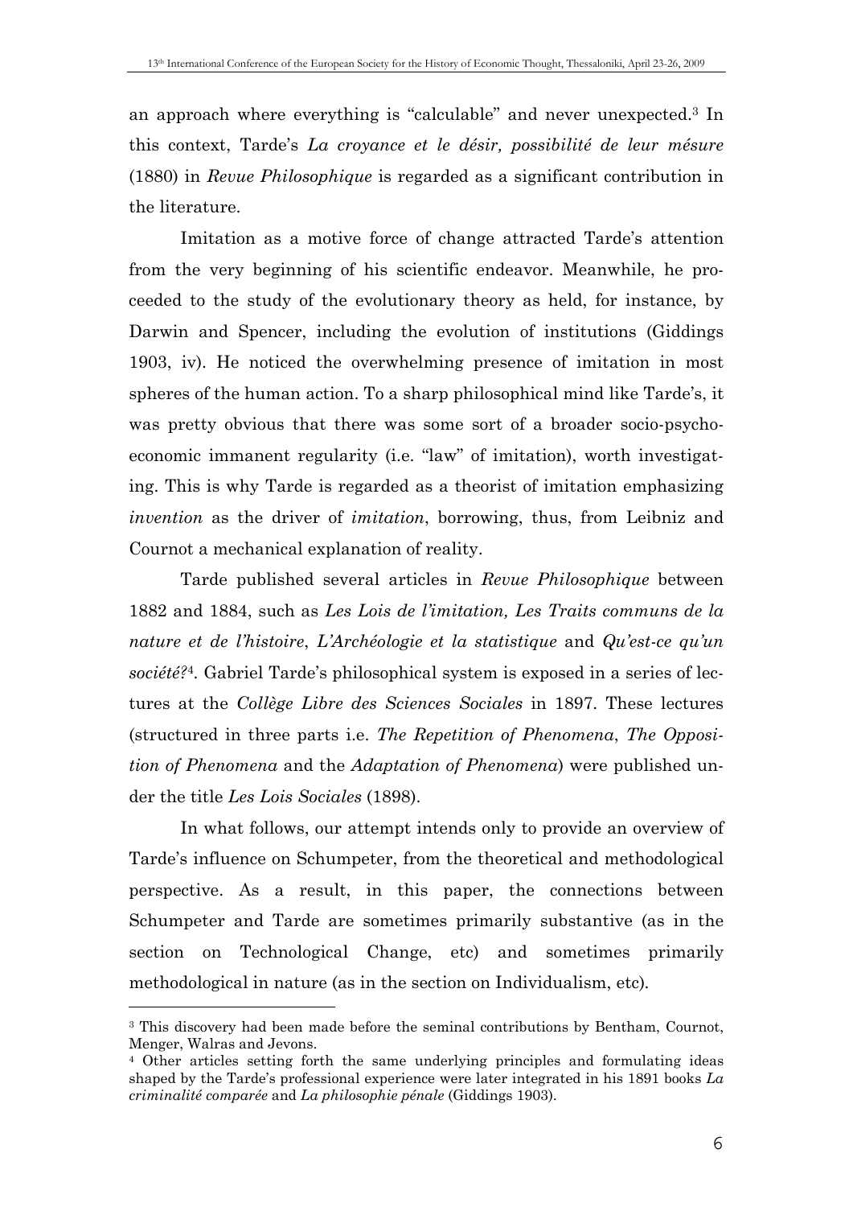an approach where everything is "calculable" and never unexpected.[3] In this context, Tarde's *La croyance et le désir, possibilité de leur mésure* (1880) in *Revue Philosophique* is regarded as a significant contribution in the literature.

Imitation as a motive force of change attracted Tarde's attention from the very beginning of his scientific endeavor. Meanwhile, he proceeded to the study of the evolutionary theory as held, for instance, by Darwin and Spencer, including the evolution of institutions (Giddings 1903, iv). He noticed the overwhelming presence of imitation in most spheres of the human action. To a sharp philosophical mind like Tarde's, it was pretty obvious that there was some sort of a broader socio-psycho-economic immanent regularity (i.e. "law" of imitation), worth investigating. This is why Tarde is regarded as a theorist of imitation emphasizing *invention* as the driver of *imitation*, borrowing, thus, from Leibniz and Cournot a mechanical explanation of reality.

Tarde published several articles in *Revue Philosophique* between 1882 and 1884, such as *Les Lois de l'imitation, Les Traits communs de la nature et de l'histoire*, *L'Archéologie et la statistique* and *Qu'est-ce qu'un société?*[4]. Gabriel Tarde's philosophical system is exposed in a series of lectures at the *Collège Libre des Sciences Sociales* in 1897. These lectures (structured in three parts i.e. *The Repetition of Phenomena*, *The Opposition of Phenomena* and the *Adaptation of Phenomena*) were published under the title *Les Lois Sociales* (1898).

In what follows, our attempt intends only to provide an overview of Tarde's influence on Schumpeter, from the theoretical and methodological perspective. As a result, in this paper, the connections between Schumpeter and Tarde are sometimes primarily substantive (as in the section on Technological Change, etc) and sometimes primarily methodological in nature (as in the section on Individualism, etc).

---

[3] This discovery had been made before the seminal contributions by Bentham, Cournot, Menger, Walras and Jevons.

[4] Other articles setting forth the same underlying principles and formulating ideas shaped by the Tarde's professional experience were later integrated in his 1891 books *La criminalité comparée* and *La philosophie pénale* (Giddings 1903).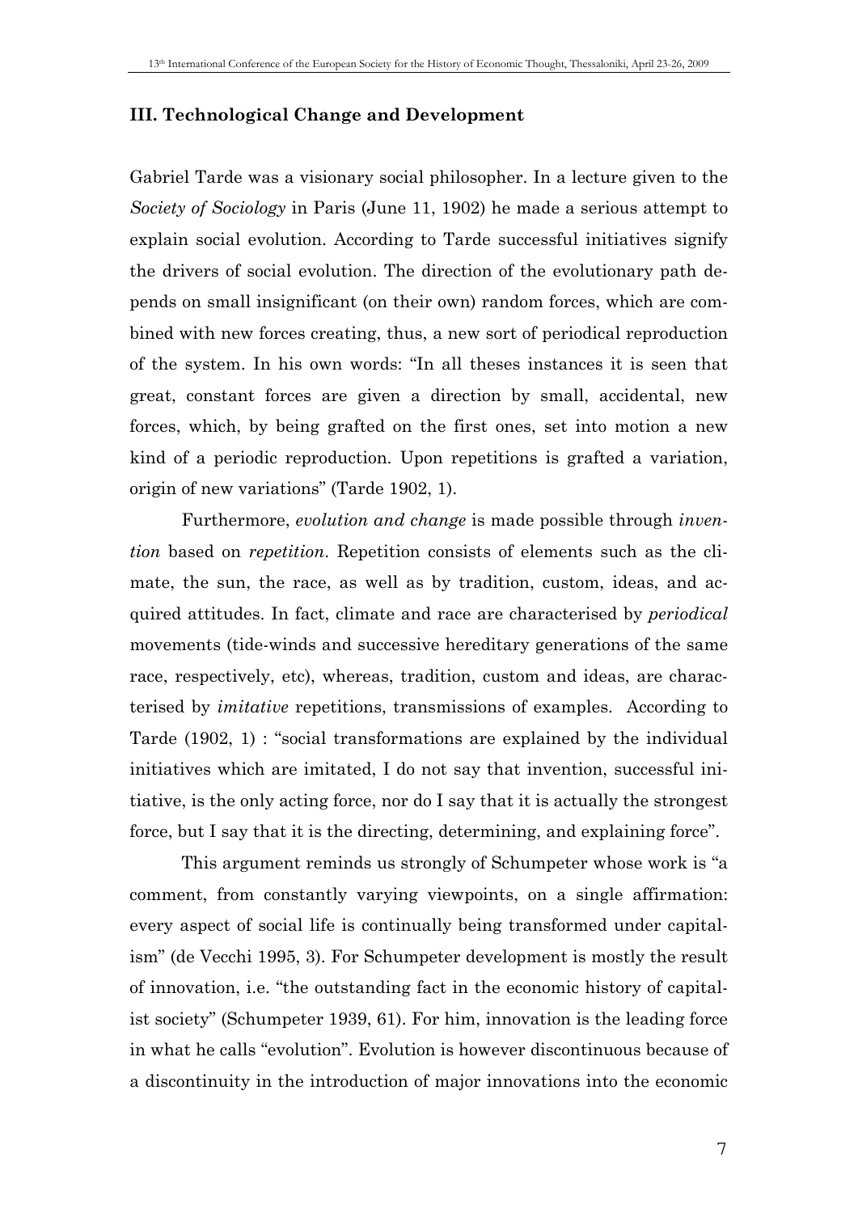### III. Technological Change and Development

Gabriel Tarde was a visionary social philosopher. In a lecture given to the *Society of Sociology* in Paris (June 11, 1902) he made a serious attempt to explain social evolution. According to Tarde successful initiatives signify the drivers of social evolution. The direction of the evolutionary path depends on small insignificant (on their own) random forces, which are combined with new forces creating, thus, a new sort of periodical reproduction of the system. In his own words: "In all theses instances it is seen that great, constant forces are given a direction by small, accidental, new forces, which, by being grafted on the first ones, set into motion a new kind of a periodic reproduction. Upon repetitions is grafted a variation, origin of new variations" (Tarde 1902, 1).

Furthermore, *evolution and change* is made possible through *invention* based on *repetition*. Repetition consists of elements such as the climate, the sun, the race, as well as by tradition, custom, ideas, and acquired attitudes. In fact, climate and race are characterised by *periodical* movements (tide-winds and successive hereditary generations of the same race, respectively, etc), whereas, tradition, custom and ideas, are characterised by *imitative* repetitions, transmissions of examples. According to Tarde (1902, 1) : "social transformations are explained by the individual initiatives which are imitated, I do not say that invention, successful initiative, is the only acting force, nor do I say that it is actually the strongest force, but I say that it is the directing, determining, and explaining force".

This argument reminds us strongly of Schumpeter whose work is "a comment, from constantly varying viewpoints, on a single affirmation: every aspect of social life is continually being transformed under capitalism" (de Vecchi 1995, 3). For Schumpeter development is mostly the result of innovation, i.e. "the outstanding fact in the economic history of capitalist society" (Schumpeter 1939, 61). For him, innovation is the leading force in what he calls "evolution". Evolution is however discontinuous because of a discontinuity in the introduction of major innovations into the economic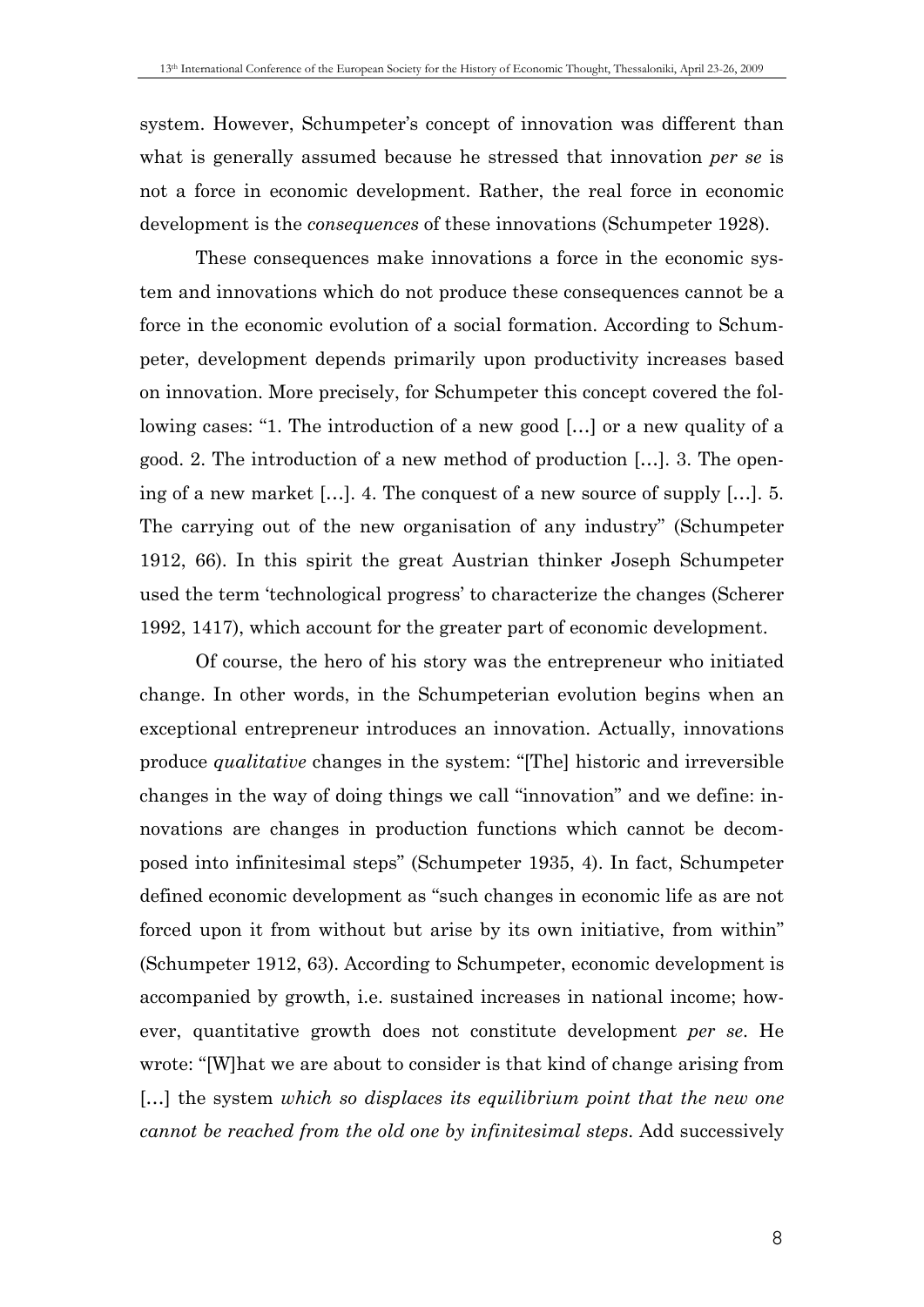system. However, Schumpeter's concept of innovation was different than what is generally assumed because he stressed that innovation *per se* is not a force in economic development. Rather, the real force in economic development is the *consequences* of these innovations (Schumpeter 1928).

These consequences make innovations a force in the economic system and innovations which do not produce these consequences cannot be a force in the economic evolution of a social formation. According to Schumpeter, development depends primarily upon productivity increases based on innovation. More precisely, for Schumpeter this concept covered the following cases: "1. The introduction of a new good […] or a new quality of a good. 2. The introduction of a new method of production […]. 3. The opening of a new market […]. 4. The conquest of a new source of supply […]. 5. The carrying out of the new organisation of any industry" (Schumpeter 1912, 66). In this spirit the great Austrian thinker Joseph Schumpeter used the term 'technological progress' to characterize the changes (Scherer 1992, 1417), which account for the greater part of economic development.

Of course, the hero of his story was the entrepreneur who initiated change. In other words, in the Schumpeterian evolution begins when an exceptional entrepreneur introduces an innovation. Actually, innovations produce *qualitative* changes in the system: "[The] historic and irreversible changes in the way of doing things we call "innovation" and we define: innovations are changes in production functions which cannot be decomposed into infinitesimal steps" (Schumpeter 1935, 4). In fact, Schumpeter defined economic development as "such changes in economic life as are not forced upon it from without but arise by its own initiative, from within" (Schumpeter 1912, 63). According to Schumpeter, economic development is accompanied by growth, i.e. sustained increases in national income; however, quantitative growth does not constitute development *per se*. He wrote: "[W]hat we are about to consider is that kind of change arising from […] the system *which so displaces its equilibrium point that the new one cannot be reached from the old one by infinitesimal steps*. Add successively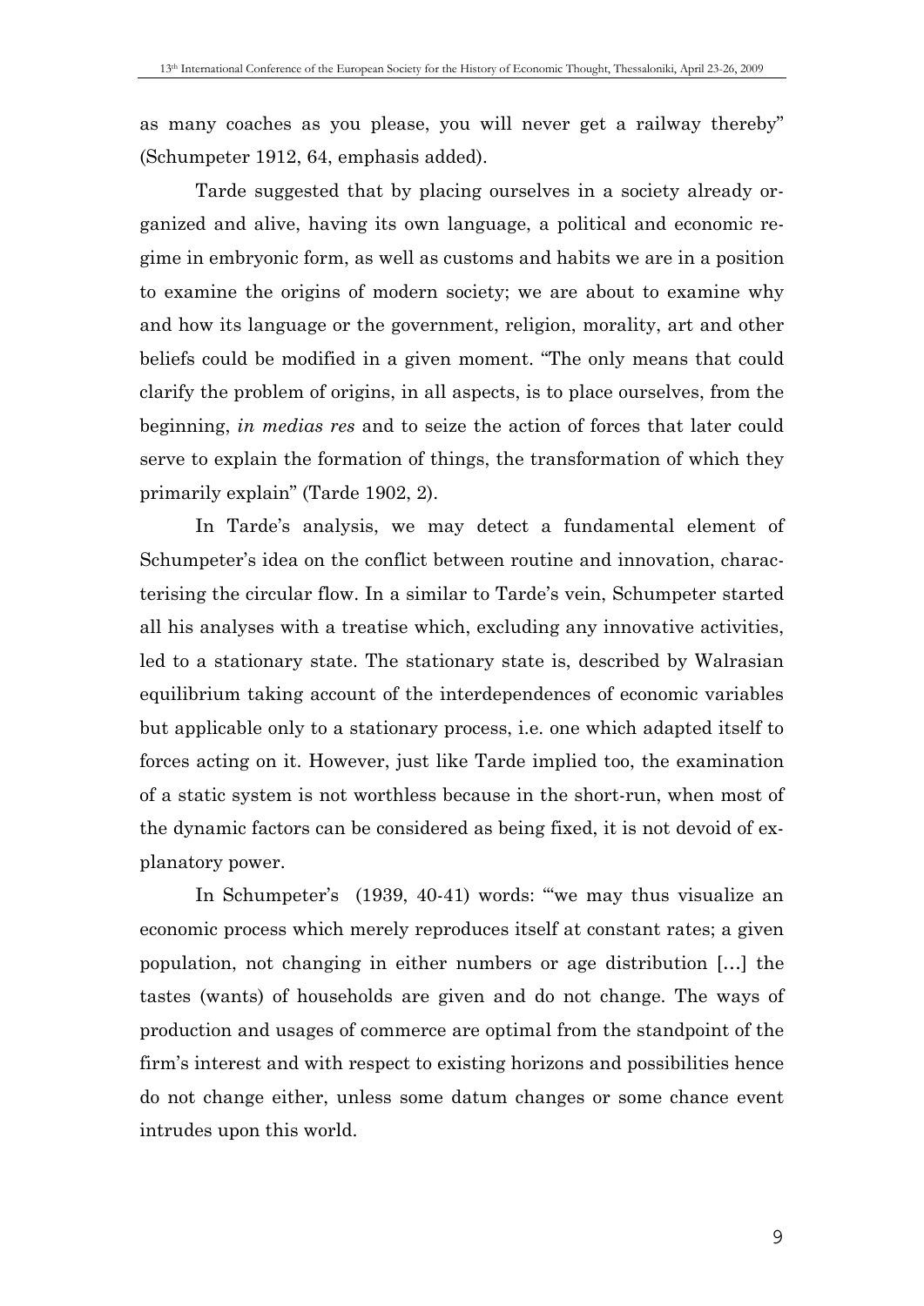as many coaches as you please, you will never get a railway thereby" (Schumpeter 1912, 64, emphasis added).

Tarde suggested that by placing ourselves in a society already organized and alive, having its own language, a political and economic regime in embryonic form, as well as customs and habits we are in a position to examine the origins of modern society; we are about to examine why and how its language or the government, religion, morality, art and other beliefs could be modified in a given moment. "The only means that could clarify the problem of origins, in all aspects, is to place ourselves, from the beginning, *in medias res* and to seize the action of forces that later could serve to explain the formation of things, the transformation of which they primarily explain" (Tarde 1902, 2).

In Tarde's analysis, we may detect a fundamental element of Schumpeter's idea on the conflict between routine and innovation, characterising the circular flow. In a similar to Tarde's vein, Schumpeter started all his analyses with a treatise which, excluding any innovative activities, led to a stationary state. The stationary state is, described by Walrasian equilibrium taking account of the interdependences of economic variables but applicable only to a stationary process, i.e. one which adapted itself to forces acting on it. However, just like Tarde implied too, the examination of a static system is not worthless because in the short-run, when most of the dynamic factors can be considered as being fixed, it is not devoid of explanatory power.

In Schumpeter's (1939, 40-41) words: "'we may thus visualize an economic process which merely reproduces itself at constant rates; a given population, not changing in either numbers or age distribution […] the tastes (wants) of households are given and do not change. The ways of production and usages of commerce are optimal from the standpoint of the firm's interest and with respect to existing horizons and possibilities hence do not change either, unless some datum changes or some chance event intrudes upon this world.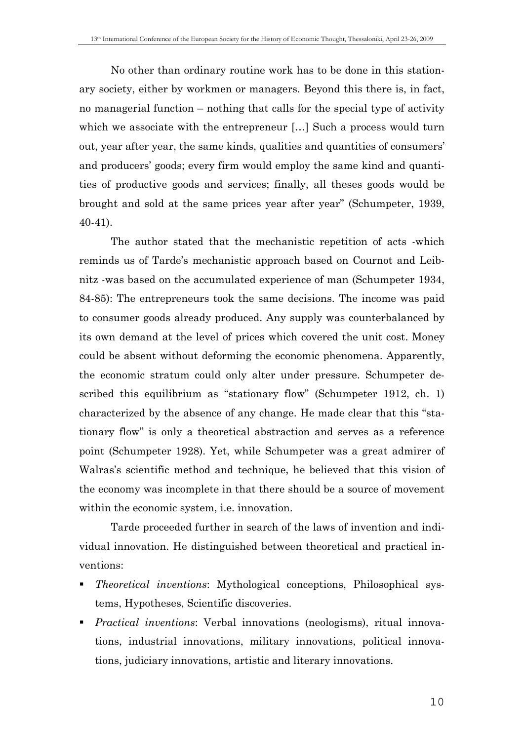No other than ordinary routine work has to be done in this stationary society, either by workmen or managers. Beyond this there is, in fact, no managerial function – nothing that calls for the special type of activity which we associate with the entrepreneur [...] Such a process would turn out, year after year, the same kinds, qualities and quantities of consumers' and producers' goods; every firm would employ the same kind and quantities of productive goods and services; finally, all theses goods would be brought and sold at the same prices year after year" (Schumpeter, 1939, 40-41).

The author stated that the mechanistic repetition of acts -which reminds us of Tarde's mechanistic approach based on Cournot and Leibnitz -was based on the accumulated experience of man (Schumpeter 1934, 84-85): The entrepreneurs took the same decisions. The income was paid to consumer goods already produced. Any supply was counterbalanced by its own demand at the level of prices which covered the unit cost. Money could be absent without deforming the economic phenomena. Apparently, the economic stratum could only alter under pressure. Schumpeter described this equilibrium as "stationary flow" (Schumpeter 1912, ch. 1) characterized by the absence of any change. He made clear that this "stationary flow" is only a theoretical abstraction and serves as a reference point (Schumpeter 1928). Yet, while Schumpeter was a great admirer of Walras's scientific method and technique, he believed that this vision of the economy was incomplete in that there should be a source of movement within the economic system, i.e. innovation.

Tarde proceeded further in search of the laws of invention and individual innovation. He distinguished between theoretical and practical inventions:

- *Theoretical inventions*: Mythological conceptions, Philosophical systems, Hypotheses, Scientific discoveries.
- *Practical inventions*: Verbal innovations (neologisms), ritual innovations, industrial innovations, military innovations, political innovations, judiciary innovations, artistic and literary innovations.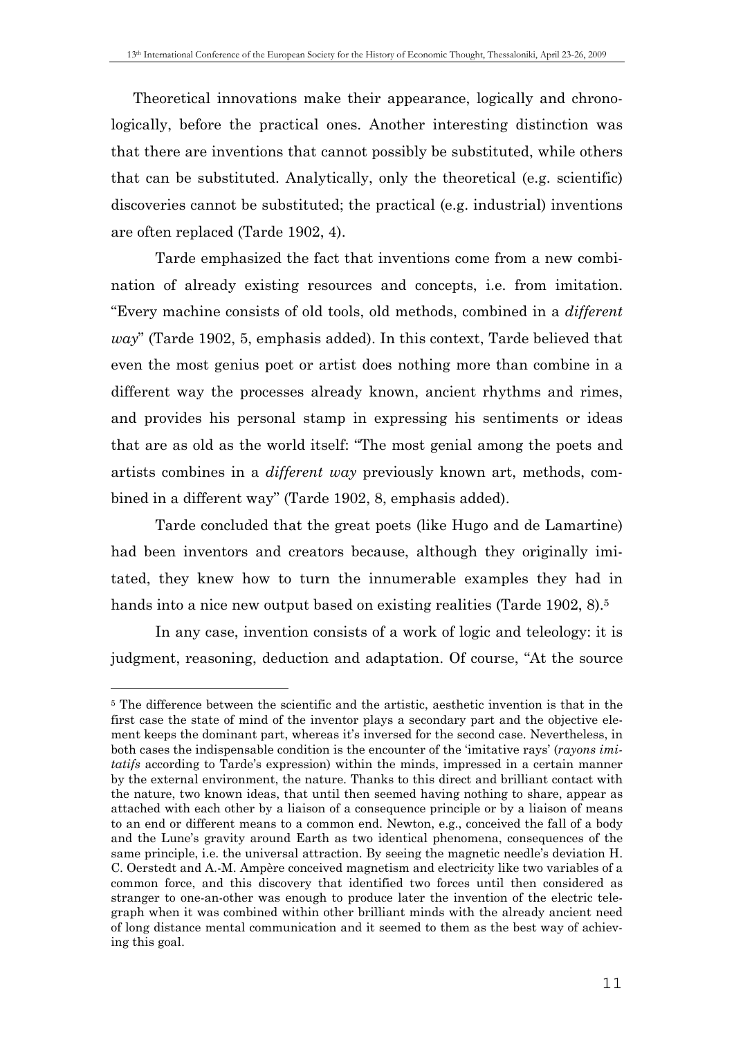Theoretical innovations make their appearance, logically and chronologically, before the practical ones. Another interesting distinction was that there are inventions that cannot possibly be substituted, while others that can be substituted. Analytically, only the theoretical (e.g. scientific) discoveries cannot be substituted; the practical (e.g. industrial) inventions are often replaced (Tarde 1902, 4).

Tarde emphasized the fact that inventions come from a new combination of already existing resources and concepts, i.e. from imitation. "Every machine consists of old tools, old methods, combined in a *different way*" (Tarde 1902, 5, emphasis added). In this context, Tarde believed that even the most genius poet or artist does nothing more than combine in a different way the processes already known, ancient rhythms and rimes, and provides his personal stamp in expressing his sentiments or ideas that are as old as the world itself: "The most genial among the poets and artists combines in a *different way* previously known art, methods, combined in a different way" (Tarde 1902, 8, emphasis added).

Tarde concluded that the great poets (like Hugo and de Lamartine) had been inventors and creators because, although they originally imitated, they knew how to turn the innumerable examples they had in hands into a nice new output based on existing realities (Tarde 1902, 8).[5]

In any case, invention consists of a work of logic and teleology: it is judgment, reasoning, deduction and adaptation. Of course, "At the source

[5] The difference between the scientific and the artistic, aesthetic invention is that in the first case the state of mind of the inventor plays a secondary part and the objective element keeps the dominant part, whereas it's inversed for the second case. Nevertheless, in both cases the indispensable condition is the encounter of the 'imitative rays' (*rayons imitatifs* according to Tarde's expression) within the minds, impressed in a certain manner by the external environment, the nature. Thanks to this direct and brilliant contact with the nature, two known ideas, that until then seemed having nothing to share, appear as attached with each other by a liaison of a consequence principle or by a liaison of means to an end or different means to a common end. Newton, e.g., conceived the fall of a body and the Lune's gravity around Earth as two identical phenomena, consequences of the same principle, i.e. the universal attraction. By seeing the magnetic needle's deviation H. C. Oerstedt and A.-M. Ampère conceived magnetism and electricity like two variables of a common force, and this discovery that identified two forces until then considered as stranger to one-an-other was enough to produce later the invention of the electric telegraph when it was combined within other brilliant minds with the already ancient need of long distance mental communication and it seemed to them as the best way of achieving this goal.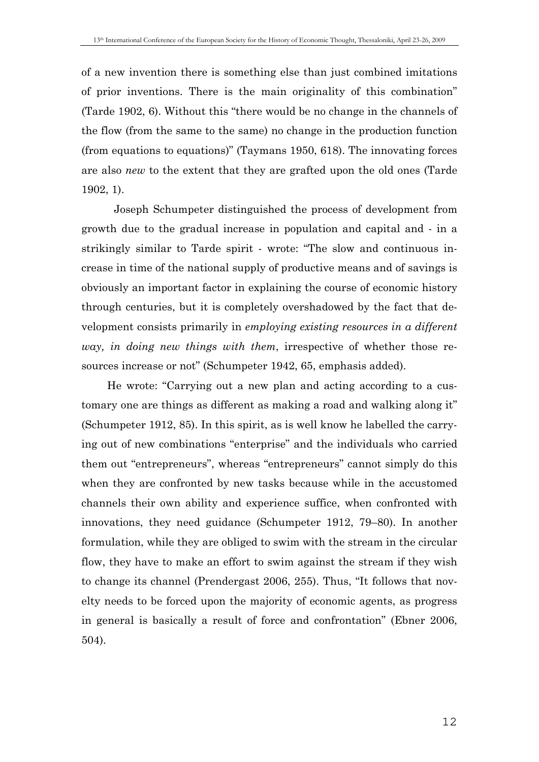of a new invention there is something else than just combined imitations of prior inventions. There is the main originality of this combination" (Tarde 1902, 6). Without this "there would be no change in the channels of the flow (from the same to the same) no change in the production function (from equations to equations)" (Taymans 1950, 618). The innovating forces are also *new* to the extent that they are grafted upon the old ones (Tarde 1902, 1).

Joseph Schumpeter distinguished the process of development from growth due to the gradual increase in population and capital and - in a strikingly similar to Tarde spirit - wrote: "The slow and continuous increase in time of the national supply of productive means and of savings is obviously an important factor in explaining the course of economic history through centuries, but it is completely overshadowed by the fact that development consists primarily in *employing existing resources in a different way, in doing new things with them*, irrespective of whether those resources increase or not" (Schumpeter 1942, 65, emphasis added).

He wrote: "Carrying out a new plan and acting according to a customary one are things as different as making a road and walking along it" (Schumpeter 1912, 85). In this spirit, as is well know he labelled the carrying out of new combinations "enterprise" and the individuals who carried them out "entrepreneurs", whereas "entrepreneurs" cannot simply do this when they are confronted by new tasks because while in the accustomed channels their own ability and experience suffice, when confronted with innovations, they need guidance (Schumpeter 1912, 79–80). In another formulation, while they are obliged to swim with the stream in the circular flow, they have to make an effort to swim against the stream if they wish to change its channel (Prendergast 2006, 255). Thus, "It follows that novelty needs to be forced upon the majority of economic agents, as progress in general is basically a result of force and confrontation" (Ebner 2006, 504).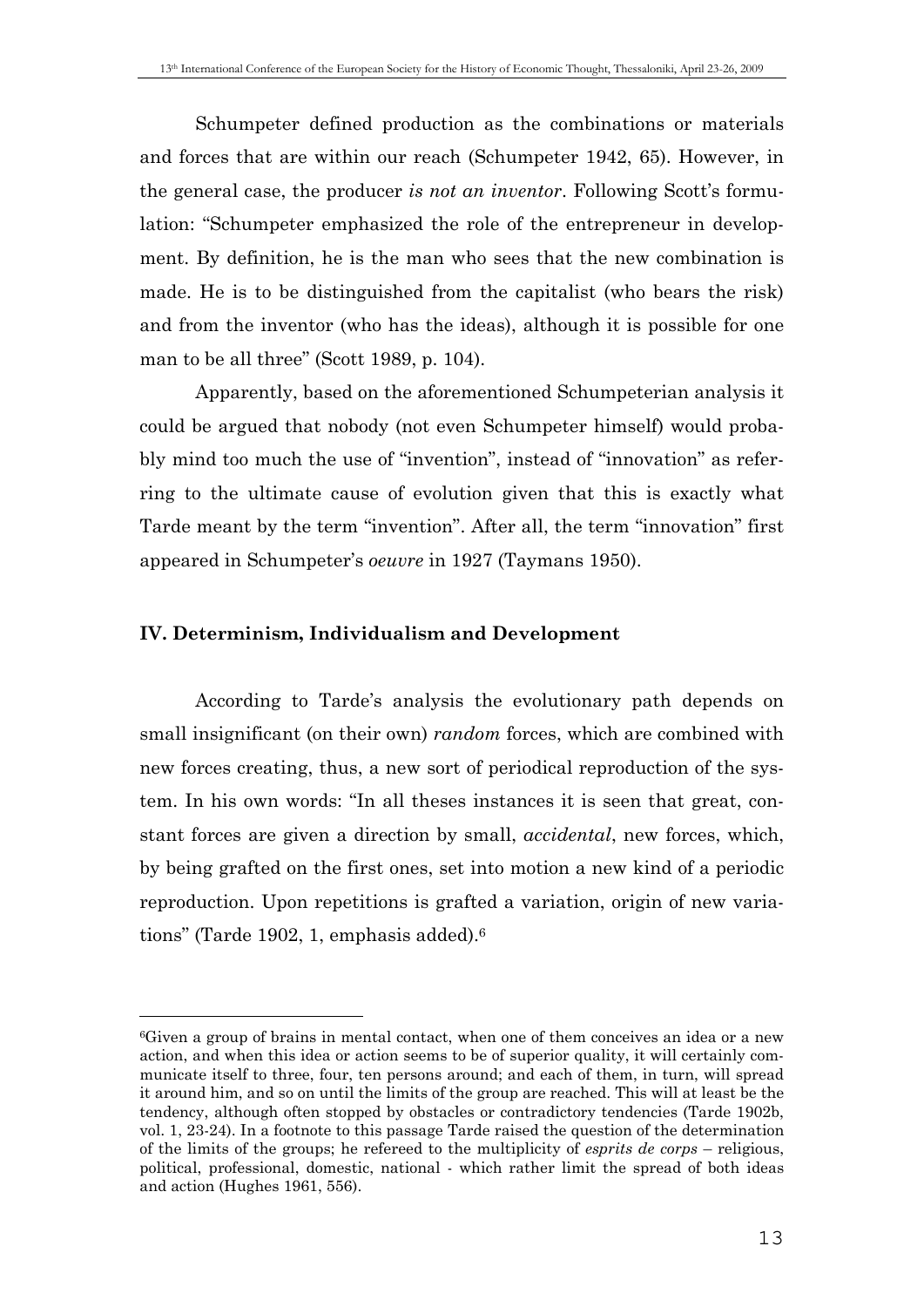Schumpeter defined production as the combinations or materials and forces that are within our reach (Schumpeter 1942, 65). However, in the general case, the producer *is not an inventor*. Following Scott's formulation: "Schumpeter emphasized the role of the entrepreneur in development. By definition, he is the man who sees that the new combination is made. He is to be distinguished from the capitalist (who bears the risk) and from the inventor (who has the ideas), although it is possible for one man to be all three" (Scott 1989, p. 104).

Apparently, based on the aforementioned Schumpeterian analysis it could be argued that nobody (not even Schumpeter himself) would probably mind too much the use of "invention", instead of "innovation" as referring to the ultimate cause of evolution given that this is exactly what Tarde meant by the term "invention". After all, the term "innovation" first appeared in Schumpeter's *oeuvre* in 1927 (Taymans 1950).

## IV. Determinism, Individualism and Development

According to Tarde's analysis the evolutionary path depends on small insignificant (on their own) *random* forces, which are combined with new forces creating, thus, a new sort of periodical reproduction of the system. In his own words: "In all theses instances it is seen that great, constant forces are given a direction by small, *accidental*, new forces, which, by being grafted on the first ones, set into motion a new kind of a periodic reproduction. Upon repetitions is grafted a variation, origin of new variations" (Tarde 1902, 1, emphasis added).[6]

---

[6]Given a group of brains in mental contact, when one of them conceives an idea or a new action, and when this idea or action seems to be of superior quality, it will certainly communicate itself to three, four, ten persons around; and each of them, in turn, will spread it around him, and so on until the limits of the group are reached. This will at least be the tendency, although often stopped by obstacles or contradictory tendencies (Tarde 1902b, vol. 1, 23-24). In a footnote to this passage Tarde raised the question of the determination of the limits of the groups; he refereed to the multiplicity of *esprits de corps* – religious, political, professional, domestic, national - which rather limit the spread of both ideas and action (Hughes 1961, 556).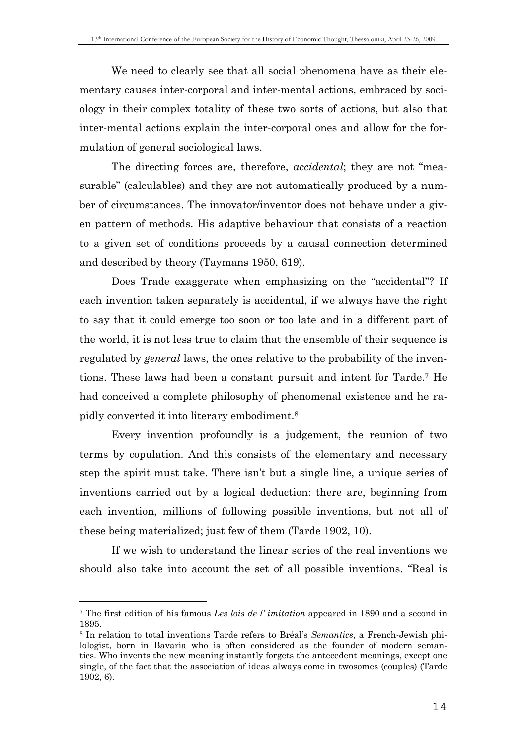We need to clearly see that all social phenomena have as their elementary causes inter-corporal and inter-mental actions, embraced by sociology in their complex totality of these two sorts of actions, but also that inter-mental actions explain the inter-corporal ones and allow for the formulation of general sociological laws.

The directing forces are, therefore, *accidental*; they are not "measurable" (calculables) and they are not automatically produced by a number of circumstances. The innovator/inventor does not behave under a given pattern of methods. His adaptive behaviour that consists of a reaction to a given set of conditions proceeds by a causal connection determined and described by theory (Taymans 1950, 619).

Does Trade exaggerate when emphasizing on the "accidental"? If each invention taken separately is accidental, if we always have the right to say that it could emerge too soon or too late and in a different part of the world, it is not less true to claim that the ensemble of their sequence is regulated by *general* laws, the ones relative to the probability of the inventions. These laws had been a constant pursuit and intent for Tarde.[7] He had conceived a complete philosophy of phenomenal existence and he rapidly converted it into literary embodiment.[8]

Every invention profoundly is a judgement, the reunion of two terms by copulation. And this consists of the elementary and necessary step the spirit must take. There isn't but a single line, a unique series of inventions carried out by a logical deduction: there are, beginning from each invention, millions of following possible inventions, but not all of these being materialized; just few of them (Tarde 1902, 10).

If we wish to understand the linear series of the real inventions we should also take into account the set of all possible inventions. "Real is

---

[7] The first edition of his famous *Les lois de l' imitation* appeared in 1890 and a second in 1895.

[8] In relation to total inventions Tarde refers to Bréal's *Semantics*, a French-Jewish philologist, born in Bavaria who is often considered as the founder of modern semantics. Who invents the new meaning instantly forgets the antecedent meanings, except one single, of the fact that the association of ideas always come in twosomes (couples) (Tarde 1902, 6).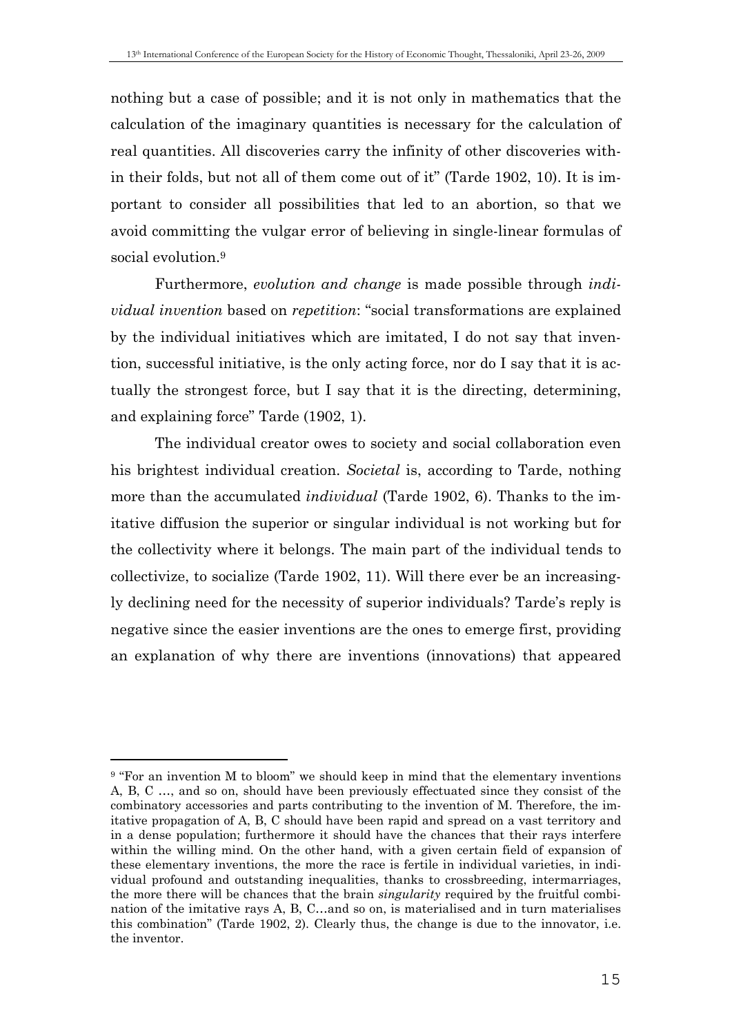nothing but a case of possible; and it is not only in mathematics that the calculation of the imaginary quantities is necessary for the calculation of real quantities. All discoveries carry the infinity of other discoveries within their folds, but not all of them come out of it" (Tarde 1902, 10). It is important to consider all possibilities that led to an abortion, so that we avoid committing the vulgar error of believing in single-linear formulas of social evolution.[9]

Furthermore, *evolution and change* is made possible through *individual invention* based on *repetition*: "social transformations are explained by the individual initiatives which are imitated, I do not say that invention, successful initiative, is the only acting force, nor do I say that it is actually the strongest force, but I say that it is the directing, determining, and explaining force" Tarde (1902, 1).

The individual creator owes to society and social collaboration even his brightest individual creation. *Societal* is, according to Tarde, nothing more than the accumulated *individual* (Tarde 1902, 6). Thanks to the imitative diffusion the superior or singular individual is not working but for the collectivity where it belongs. The main part of the individual tends to collectivize, to socialize (Tarde 1902, 11). Will there ever be an increasingly declining need for the necessity of superior individuals? Tarde's reply is negative since the easier inventions are the ones to emerge first, providing an explanation of why there are inventions (innovations) that appeared

---

[9] "For an invention M to bloom" we should keep in mind that the elementary inventions A, B, C …, and so on, should have been previously effectuated since they consist of the combinatory accessories and parts contributing to the invention of M. Therefore, the imitative propagation of A, B, C should have been rapid and spread on a vast territory and in a dense population; furthermore it should have the chances that their rays interfere within the willing mind. On the other hand, with a given certain field of expansion of these elementary inventions, the more the race is fertile in individual varieties, in individual profound and outstanding inequalities, thanks to crossbreeding, intermarriages, the more there will be chances that the brain *singularity* required by the fruitful combination of the imitative rays A, B, C…and so on, is materialised and in turn materialises this combination" (Tarde 1902, 2). Clearly thus, the change is due to the innovator, i.e. the inventor.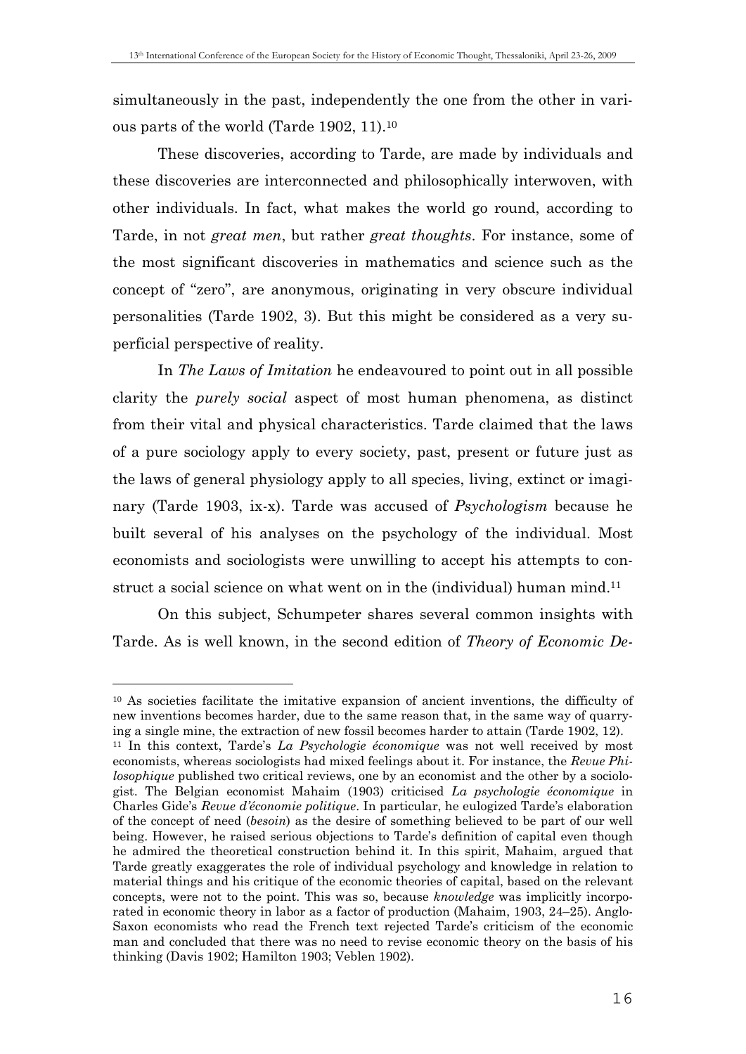simultaneously in the past, independently the one from the other in various parts of the world (Tarde 1902, 11).[10]

These discoveries, according to Tarde, are made by individuals and these discoveries are interconnected and philosophically interwoven, with other individuals. In fact, what makes the world go round, according to Tarde, in not *great men*, but rather *great thoughts*. For instance, some of the most significant discoveries in mathematics and science such as the concept of "zero", are anonymous, originating in very obscure individual personalities (Tarde 1902, 3). But this might be considered as a very superficial perspective of reality.

In *The Laws of Imitation* he endeavoured to point out in all possible clarity the *purely social* aspect of most human phenomena, as distinct from their vital and physical characteristics. Tarde claimed that the laws of a pure sociology apply to every society, past, present or future just as the laws of general physiology apply to all species, living, extinct or imaginary (Tarde 1903, ix-x). Tarde was accused of *Psychologism* because he built several of his analyses on the psychology of the individual. Most economists and sociologists were unwilling to accept his attempts to construct a social science on what went on in the (individual) human mind.[11]

On this subject, Schumpeter shares several common insights with Tarde. As is well known, in the second edition of *Theory of Economic De-*

---

[10] As societies facilitate the imitative expansion of ancient inventions, the difficulty of new inventions becomes harder, due to the same reason that, in the same way of quarrying a single mine, the extraction of new fossil becomes harder to attain (Tarde 1902, 12).

[11] In this context, Tarde's *La Psychologie économique* was not well received by most economists, whereas sociologists had mixed feelings about it. For instance, the *Revue Philosophique* published two critical reviews, one by an economist and the other by a sociologist. The Belgian economist Mahaim (1903) criticised *La psychologie économique* in Charles Gide's *Revue d'économie politique*. In particular, he eulogized Tarde's elaboration of the concept of need (*besoin*) as the desire of something believed to be part of our well being. However, he raised serious objections to Tarde's definition of capital even though he admired the theoretical construction behind it. In this spirit, Mahaim, argued that Tarde greatly exaggerates the role of individual psychology and knowledge in relation to material things and his critique of the economic theories of capital, based on the relevant concepts, were not to the point. This was so, because *knowledge* was implicitly incorporated in economic theory in labor as a factor of production (Mahaim, 1903, 24–25). Anglo-Saxon economists who read the French text rejected Tarde's criticism of the economic man and concluded that there was no need to revise economic theory on the basis of his thinking (Davis 1902; Hamilton 1903; Veblen 1902).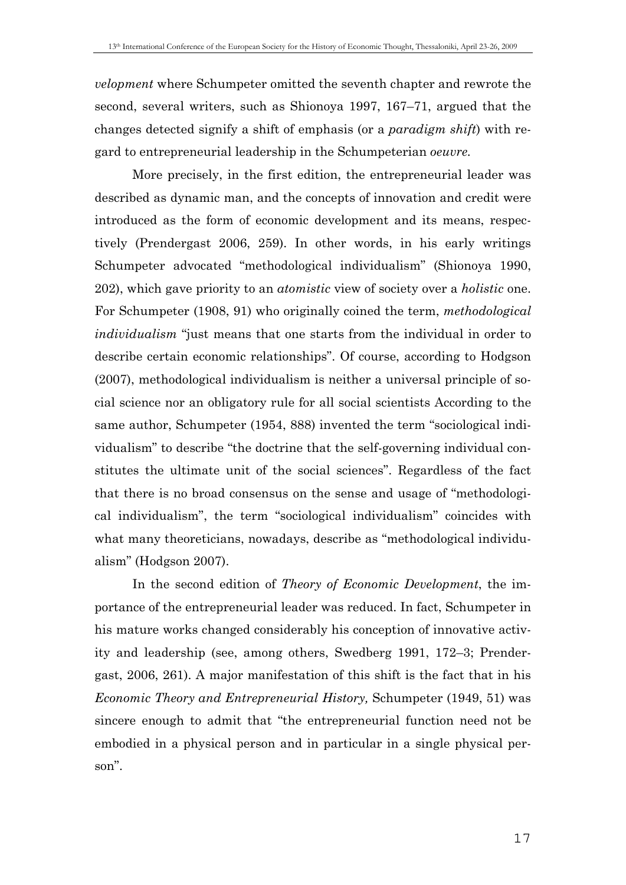*velopment* where Schumpeter omitted the seventh chapter and rewrote the second, several writers, such as Shionoya 1997, 167–71, argued that the changes detected signify a shift of emphasis (or a *paradigm shift*) with regard to entrepreneurial leadership in the Schumpeterian *oeuvre.*

More precisely, in the first edition, the entrepreneurial leader was described as dynamic man, and the concepts of innovation and credit were introduced as the form of economic development and its means, respectively (Prendergast 2006, 259). In other words, in his early writings Schumpeter advocated "methodological individualism" (Shionoya 1990, 202), which gave priority to an *atomistic* view of society over a *holistic* one. For Schumpeter (1908, 91) who originally coined the term, *methodological individualism* "just means that one starts from the individual in order to describe certain economic relationships". Of course, according to Hodgson (2007), methodological individualism is neither a universal principle of social science nor an obligatory rule for all social scientists According to the same author, Schumpeter (1954, 888) invented the term "sociological individualism" to describe "the doctrine that the self-governing individual constitutes the ultimate unit of the social sciences". Regardless of the fact that there is no broad consensus on the sense and usage of "methodological individualism", the term "sociological individualism" coincides with what many theoreticians, nowadays, describe as "methodological individualism" (Hodgson 2007).

In the second edition of *Theory of Economic Development*, the importance of the entrepreneurial leader was reduced. In fact, Schumpeter in his mature works changed considerably his conception of innovative activity and leadership (see, among others, Swedberg 1991, 172–3; Prendergast, 2006, 261). A major manifestation of this shift is the fact that in his *Economic Theory and Entrepreneurial History,* Schumpeter (1949, 51) was sincere enough to admit that "the entrepreneurial function need not be embodied in a physical person and in particular in a single physical person".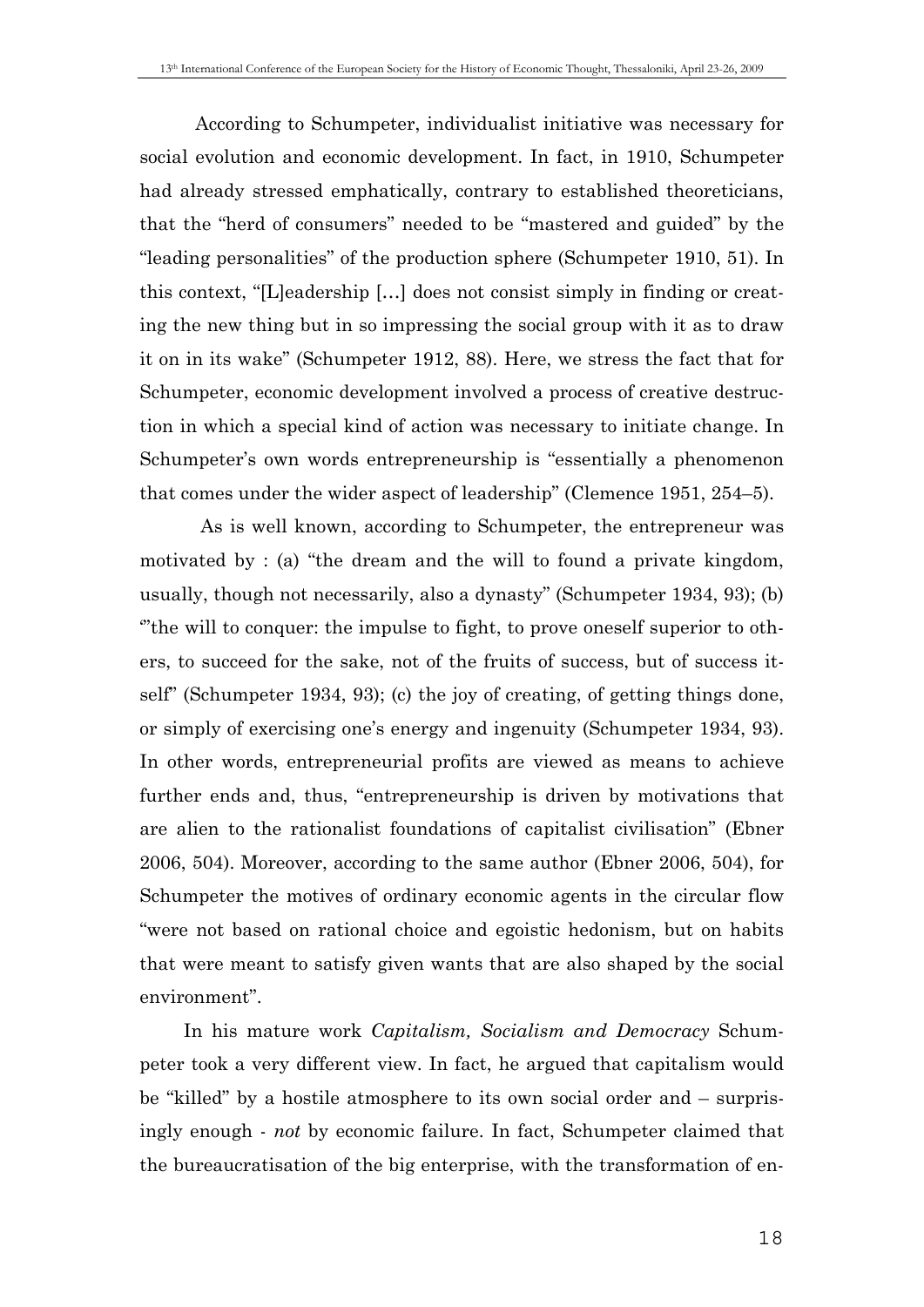According to Schumpeter, individualist initiative was necessary for social evolution and economic development. In fact, in 1910, Schumpeter had already stressed emphatically, contrary to established theoreticians, that the "herd of consumers" needed to be "mastered and guided" by the "leading personalities" of the production sphere (Schumpeter 1910, 51). In this context, "[L]eadership [...] does not consist simply in finding or creating the new thing but in so impressing the social group with it as to draw it on in its wake" (Schumpeter 1912, 88). Here, we stress the fact that for Schumpeter, economic development involved a process of creative destruction in which a special kind of action was necessary to initiate change. In Schumpeter's own words entrepreneurship is "essentially a phenomenon that comes under the wider aspect of leadership" (Clemence 1951, 254–5).

As is well known, according to Schumpeter, the entrepreneur was motivated by : (a) "the dream and the will to found a private kingdom, usually, though not necessarily, also a dynasty" (Schumpeter 1934, 93); (b) "'the will to conquer: the impulse to fight, to prove oneself superior to others, to succeed for the sake, not of the fruits of success, but of success itself" (Schumpeter 1934, 93); (c) the joy of creating, of getting things done, or simply of exercising one's energy and ingenuity (Schumpeter 1934, 93). In other words, entrepreneurial profits are viewed as means to achieve further ends and, thus, "entrepreneurship is driven by motivations that are alien to the rationalist foundations of capitalist civilisation" (Ebner 2006, 504). Moreover, according to the same author (Ebner 2006, 504), for Schumpeter the motives of ordinary economic agents in the circular flow "were not based on rational choice and egoistic hedonism, but on habits that were meant to satisfy given wants that are also shaped by the social environment".

In his mature work *Capitalism, Socialism and Democracy* Schumpeter took a very different view. In fact, he argued that capitalism would be "killed" by a hostile atmosphere to its own social order and – surprisingly enough - *not* by economic failure. In fact, Schumpeter claimed that the bureaucratisation of the big enterprise, with the transformation of en-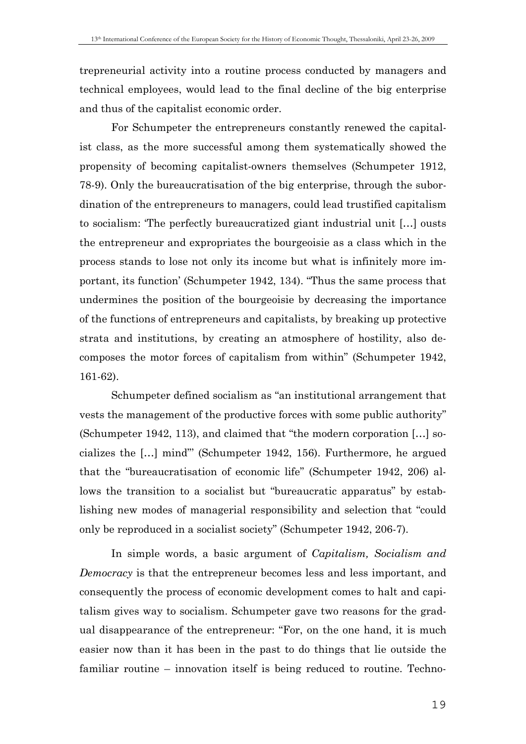trepreneurial activity into a routine process conducted by managers and technical employees, would lead to the final decline of the big enterprise and thus of the capitalist economic order.

For Schumpeter the entrepreneurs constantly renewed the capitalist class, as the more successful among them systematically showed the propensity of becoming capitalist-owners themselves (Schumpeter 1912, 78-9). Only the bureaucratisation of the big enterprise, through the subordination of the entrepreneurs to managers, could lead trustified capitalism to socialism: 'The perfectly bureaucratized giant industrial unit […] ousts the entrepreneur and expropriates the bourgeoisie as a class which in the process stands to lose not only its income but what is infinitely more important, its function' (Schumpeter 1942, 134). "Thus the same process that undermines the position of the bourgeoisie by decreasing the importance of the functions of entrepreneurs and capitalists, by breaking up protective strata and institutions, by creating an atmosphere of hostility, also decomposes the motor forces of capitalism from within" (Schumpeter 1942, 161-62).

Schumpeter defined socialism as "an institutional arrangement that vests the management of the productive forces with some public authority" (Schumpeter 1942, 113), and claimed that "the modern corporation […] socializes the […] mind"' (Schumpeter 1942, 156). Furthermore, he argued that the "bureaucratisation of economic life" (Schumpeter 1942, 206) allows the transition to a socialist but "bureaucratic apparatus" by establishing new modes of managerial responsibility and selection that "could only be reproduced in a socialist society" (Schumpeter 1942, 206-7).

In simple words, a basic argument of *Capitalism, Socialism and Democracy* is that the entrepreneur becomes less and less important, and consequently the process of economic development comes to halt and capitalism gives way to socialism. Schumpeter gave two reasons for the gradual disappearance of the entrepreneur: "For, on the one hand, it is much easier now than it has been in the past to do things that lie outside the familiar routine – innovation itself is being reduced to routine. Techno-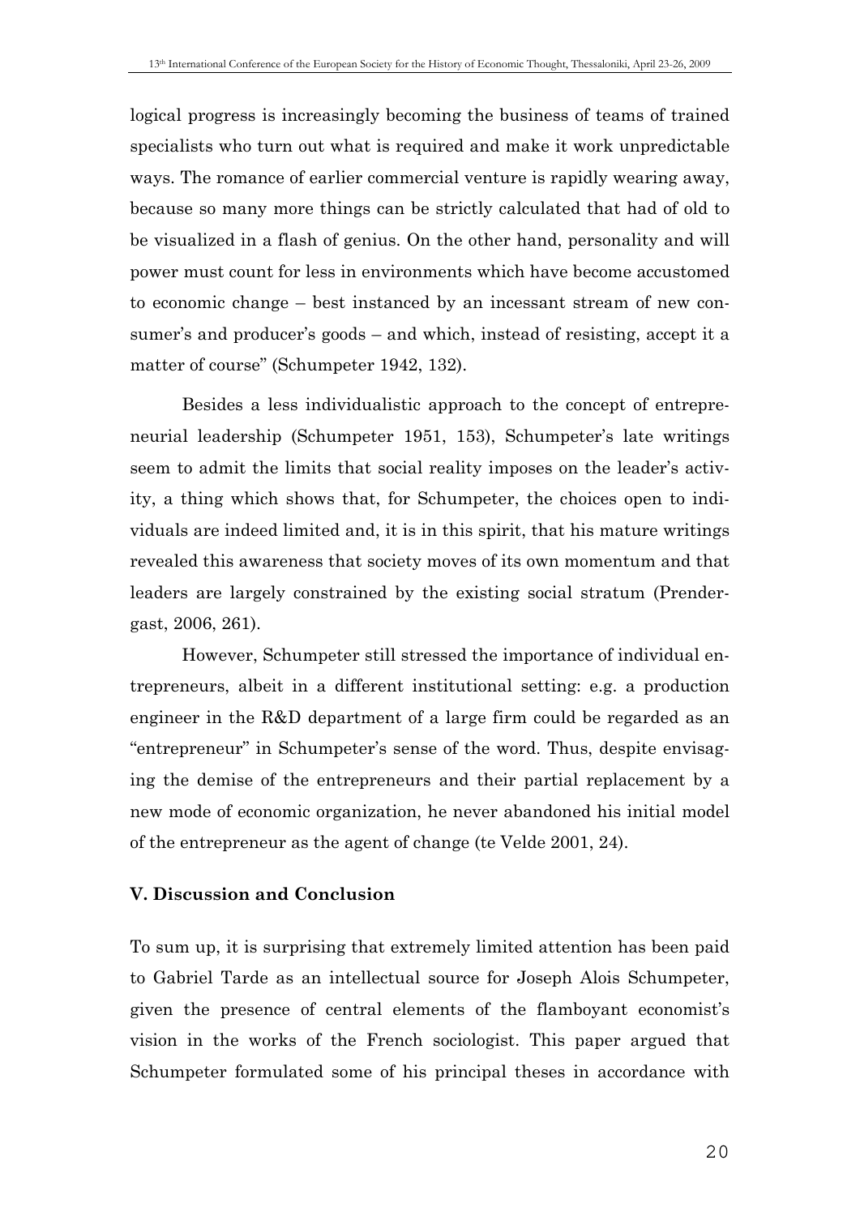logical progress is increasingly becoming the business of teams of trained specialists who turn out what is required and make it work unpredictable ways. The romance of earlier commercial venture is rapidly wearing away, because so many more things can be strictly calculated that had of old to be visualized in a flash of genius. On the other hand, personality and will power must count for less in environments which have become accustomed to economic change – best instanced by an incessant stream of new consumer's and producer's goods – and which, instead of resisting, accept it a matter of course" (Schumpeter 1942, 132).

Besides a less individualistic approach to the concept of entrepreneurial leadership (Schumpeter 1951, 153), Schumpeter's late writings seem to admit the limits that social reality imposes on the leader's activity, a thing which shows that, for Schumpeter, the choices open to individuals are indeed limited and, it is in this spirit, that his mature writings revealed this awareness that society moves of its own momentum and that leaders are largely constrained by the existing social stratum (Prendergast, 2006, 261).

However, Schumpeter still stressed the importance of individual entrepreneurs, albeit in a different institutional setting: e.g. a production engineer in the R&D department of a large firm could be regarded as an "entrepreneur" in Schumpeter's sense of the word. Thus, despite envisaging the demise of the entrepreneurs and their partial replacement by a new mode of economic organization, he never abandoned his initial model of the entrepreneur as the agent of change (te Velde 2001, 24).

## V. Discussion and Conclusion

To sum up, it is surprising that extremely limited attention has been paid to Gabriel Tarde as an intellectual source for Joseph Alois Schumpeter, given the presence of central elements of the flamboyant economist's vision in the works of the French sociologist. This paper argued that Schumpeter formulated some of his principal theses in accordance with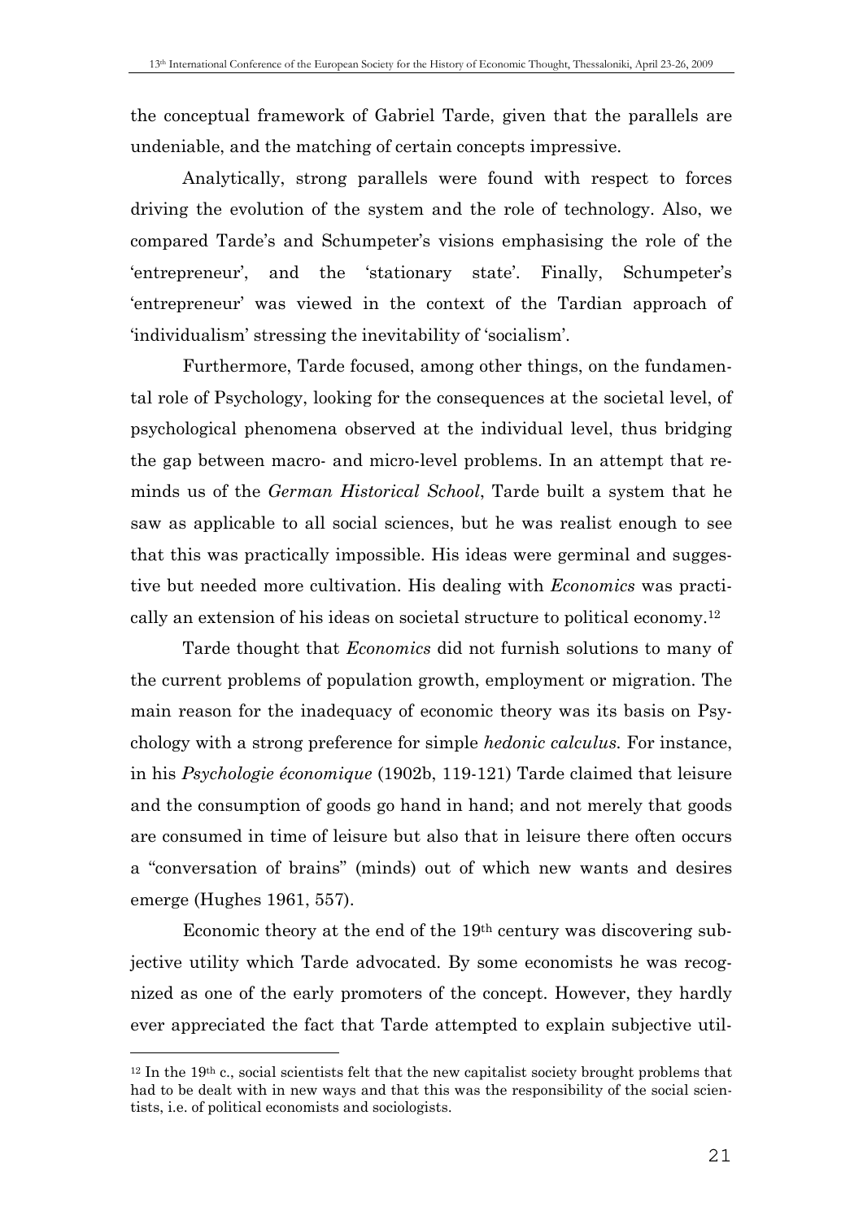the conceptual framework of Gabriel Tarde, given that the parallels are undeniable, and the matching of certain concepts impressive.

Analytically, strong parallels were found with respect to forces driving the evolution of the system and the role of technology. Also, we compared Tarde's and Schumpeter's visions emphasising the role of the 'entrepreneur', and the 'stationary state'. Finally, Schumpeter's 'entrepreneur' was viewed in the context of the Tardian approach of 'individualism' stressing the inevitability of 'socialism'.

Furthermore, Tarde focused, among other things, on the fundamental role of Psychology, looking for the consequences at the societal level, of psychological phenomena observed at the individual level, thus bridging the gap between macro- and micro-level problems. In an attempt that reminds us of the *German Historical School*, Tarde built a system that he saw as applicable to all social sciences, but he was realist enough to see that this was practically impossible. His ideas were germinal and suggestive but needed more cultivation. His dealing with *Economics* was practically an extension of his ideas on societal structure to political economy.[12]

Tarde thought that *Economics* did not furnish solutions to many of the current problems of population growth, employment or migration. The main reason for the inadequacy of economic theory was its basis on Psychology with a strong preference for simple *hedonic calculus.* For instance, in his *Psychologie économique* (1902b, 119-121) Tarde claimed that leisure and the consumption of goods go hand in hand; and not merely that goods are consumed in time of leisure but also that in leisure there often occurs a "conversation of brains" (minds) out of which new wants and desires emerge (Hughes 1961, 557).

Economic theory at the end of the 19th century was discovering subjective utility which Tarde advocated. By some economists he was recognized as one of the early promoters of the concept. However, they hardly ever appreciated the fact that Tarde attempted to explain subjective util-

---

[12] In the 19th c., social scientists felt that the new capitalist society brought problems that had to be dealt with in new ways and that this was the responsibility of the social scientists, i.e. of political economists and sociologists.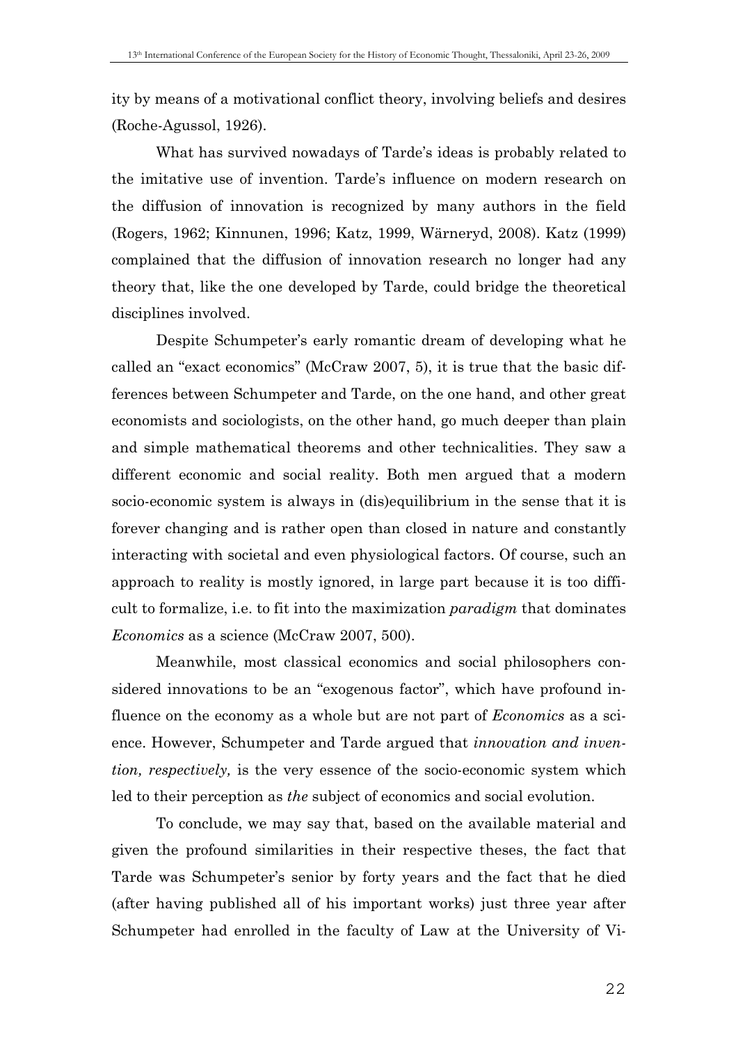ity by means of a motivational conflict theory, involving beliefs and desires (Roche-Agussol, 1926).

What has survived nowadays of Tarde's ideas is probably related to the imitative use of invention. Tarde's influence on modern research on the diffusion of innovation is recognized by many authors in the field (Rogers, 1962; Kinnunen, 1996; Katz, 1999, Wärneryd, 2008). Katz (1999) complained that the diffusion of innovation research no longer had any theory that, like the one developed by Tarde, could bridge the theoretical disciplines involved.

Despite Schumpeter's early romantic dream of developing what he called an "exact economics" (McCraw 2007, 5), it is true that the basic differences between Schumpeter and Tarde, on the one hand, and other great economists and sociologists, on the other hand, go much deeper than plain and simple mathematical theorems and other technicalities. They saw a different economic and social reality. Both men argued that a modern socio-economic system is always in (dis)equilibrium in the sense that it is forever changing and is rather open than closed in nature and constantly interacting with societal and even physiological factors. Of course, such an approach to reality is mostly ignored, in large part because it is too difficult to formalize, i.e. to fit into the maximization *paradigm* that dominates *Economics* as a science (McCraw 2007, 500).

Meanwhile, most classical economics and social philosophers considered innovations to be an "exogenous factor", which have profound influence on the economy as a whole but are not part of *Economics* as a science. However, Schumpeter and Tarde argued that *innovation and invention, respectively,* is the very essence of the socio-economic system which led to their perception as *the* subject of economics and social evolution.

To conclude, we may say that, based on the available material and given the profound similarities in their respective theses, the fact that Tarde was Schumpeter's senior by forty years and the fact that he died (after having published all of his important works) just three year after Schumpeter had enrolled in the faculty of Law at the University of Vi-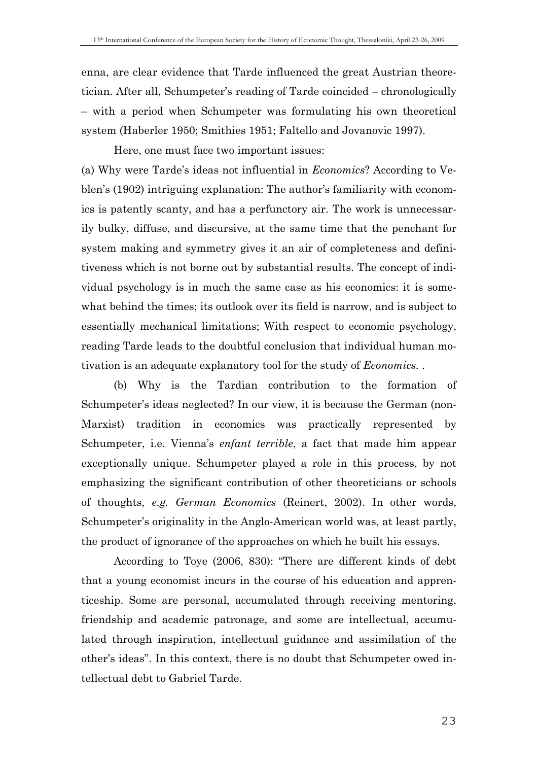enna, are clear evidence that Tarde influenced the great Austrian theoretician. After all, Schumpeter's reading of Tarde coincided – chronologically – with a period when Schumpeter was formulating his own theoretical system (Haberler 1950; Smithies 1951; Faltello and Jovanovic 1997).

Here, one must face two important issues:

(a) Why were Tarde's ideas not influential in *Economics*? According to Veblen's (1902) intriguing explanation: The author's familiarity with economics is patently scanty, and has a perfunctory air. The work is unnecessarily bulky, diffuse, and discursive, at the same time that the penchant for system making and symmetry gives it an air of completeness and definitiveness which is not borne out by substantial results. The concept of individual psychology is in much the same case as his economics: it is somewhat behind the times; its outlook over its field is narrow, and is subject to essentially mechanical limitations; With respect to economic psychology, reading Tarde leads to the doubtful conclusion that individual human motivation is an adequate explanatory tool for the study of *Economics*. .

(b) Why is the Tardian contribution to the formation of Schumpeter's ideas neglected? In our view, it is because the German (non-Marxist) tradition in economics was practically represented by Schumpeter, i.e. Vienna's *enfant terrible*, a fact that made him appear exceptionally unique. Schumpeter played a role in this process, by not emphasizing the significant contribution of other theoreticians or schools of thoughts*, e.g. German Economics* (Reinert, 2002). In other words, Schumpeter's originality in the Anglo-American world was, at least partly, the product of ignorance of the approaches on which he built his essays.

According to Toye (2006, 830): "There are different kinds of debt that a young economist incurs in the course of his education and apprenticeship. Some are personal, accumulated through receiving mentoring, friendship and academic patronage, and some are intellectual, accumulated through inspiration, intellectual guidance and assimilation of the other's ideas". In this context, there is no doubt that Schumpeter owed intellectual debt to Gabriel Tarde.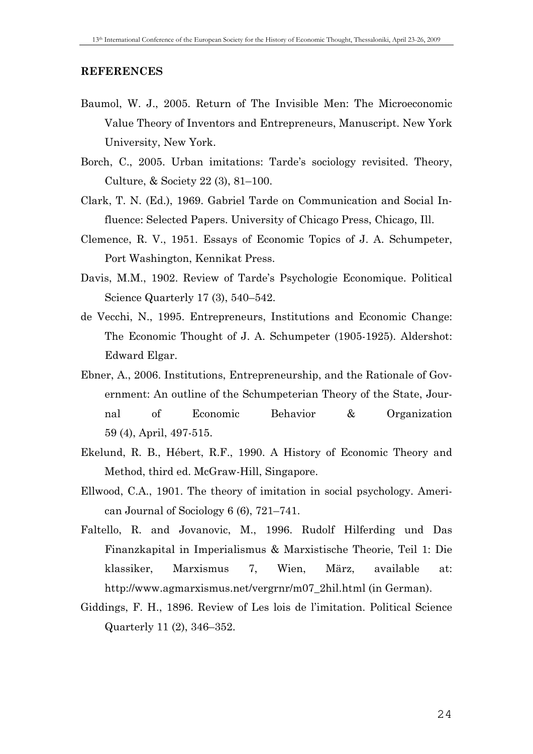## REFERENCES

Baumol, W. J., 2005. Return of The Invisible Men: The Microeconomic Value Theory of Inventors and Entrepreneurs, Manuscript. New York University, New York.

Borch, C., 2005. Urban imitations: Tarde's sociology revisited. Theory, Culture, & Society 22 (3), 81–100.

Clark, T. N. (Ed.), 1969. Gabriel Tarde on Communication and Social Influence: Selected Papers. University of Chicago Press, Chicago, Ill.

Clemence, R. V., 1951. Essays of Economic Topics of J. A. Schumpeter, Port Washington, Kennikat Press.

Davis, M.M., 1902. Review of Tarde's Psychologie Economique. Political Science Quarterly 17 (3), 540–542.

de Vecchi, N., 1995. Entrepreneurs, Institutions and Economic Change: The Economic Thought of J. A. Schumpeter (1905-1925). Aldershot: Edward Elgar.

Ebner, A., 2006. Institutions, Entrepreneurship, and the Rationale of Government: An outline of the Schumpeterian Theory of the State, Journal of Economic Behavior & Organization 59 (4), April, 497-515.

Ekelund, R. B., Hébert, R.F., 1990. A History of Economic Theory and Method, third ed. McGraw-Hill, Singapore.

Ellwood, C.A., 1901. The theory of imitation in social psychology. American Journal of Sociology 6 (6), 721–741.

Faltello, R. and Jovanovic, M., 1996. Rudolf Hilferding und Das Finanzkapital in Imperialismus & Marxistische Theorie, Teil 1: Die klassiker, Marxismus 7, Wien, März, available at: http://www.agmarxismus.net/vergrnr/m07_2hil.html (in German).

Giddings, F. H., 1896. Review of Les lois de l'imitation. Political Science Quarterly 11 (2), 346–352.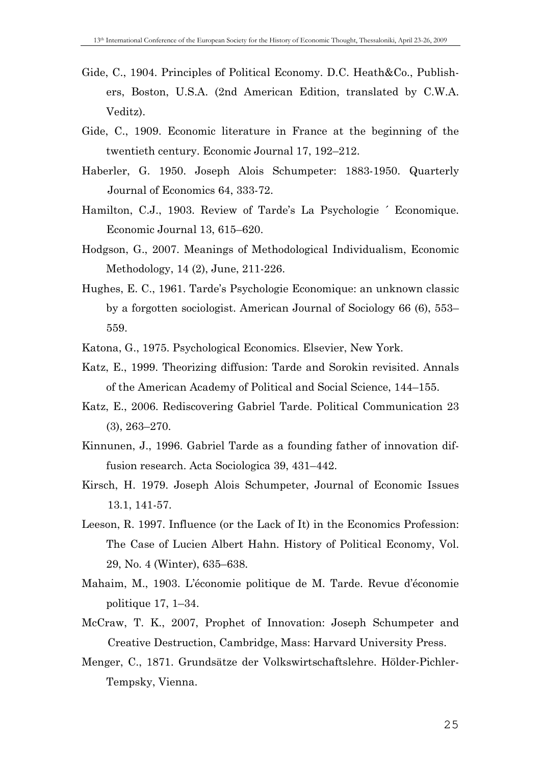Gide, C., 1904. Principles of Political Economy. D.C. Heath&Co., Publishers, Boston, U.S.A. (2nd American Edition, translated by C.W.A. Veditz).

Gide, C., 1909. Economic literature in France at the beginning of the twentieth century. Economic Journal 17, 192–212.

Haberler, G. 1950. Joseph Alois Schumpeter: 1883-1950. Quarterly Journal of Economics 64, 333-72.

Hamilton, C.J., 1903. Review of Tarde's La Psychologie ´ Economique. Economic Journal 13, 615–620.

Hodgson, G., 2007. Meanings of Methodological Individualism, Economic Methodology, 14 (2), June, 211-226.

Hughes, E. C., 1961. Tarde's Psychologie Economique: an unknown classic by a forgotten sociologist. American Journal of Sociology 66 (6), 553–559.

Katona, G., 1975. Psychological Economics. Elsevier, New York.

Katz, E., 1999. Theorizing diffusion: Tarde and Sorokin revisited. Annals of the American Academy of Political and Social Science, 144–155.

Katz, E., 2006. Rediscovering Gabriel Tarde. Political Communication 23 (3), 263–270.

Kinnunen, J., 1996. Gabriel Tarde as a founding father of innovation diffusion research. Acta Sociologica 39, 431–442.

Kirsch, H. 1979. Joseph Alois Schumpeter, Journal of Economic Issues 13.1, 141-57.

Leeson, R. 1997. Influence (or the Lack of It) in the Economics Profession: The Case of Lucien Albert Hahn. History of Political Economy, Vol. 29, No. 4 (Winter), 635–638.

Mahaim, M., 1903. L'économie politique de M. Tarde. Revue d'économie politique 17, 1–34.

McCraw, T. K., 2007, Prophet of Innovation: Joseph Schumpeter and Creative Destruction, Cambridge, Mass: Harvard University Press.

Menger, C., 1871. Grundsätze der Volkswirtschaftslehre. Hölder-Pichler-Tempsky, Vienna.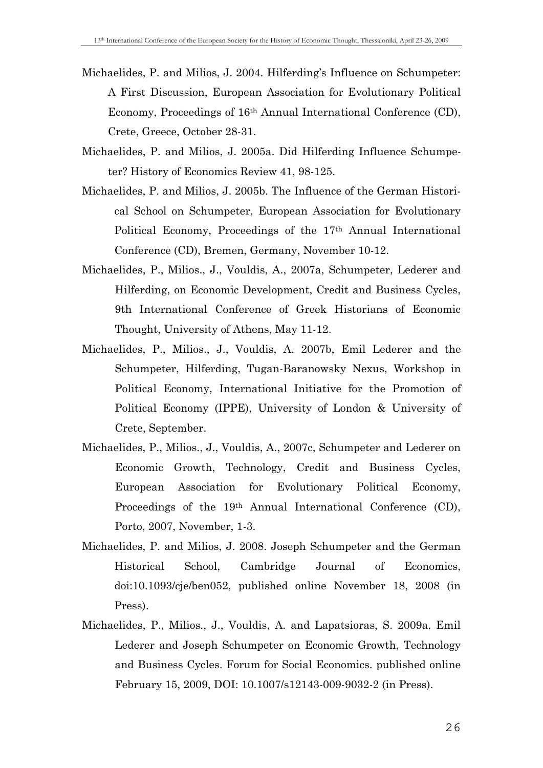Michaelides, P. and Milios, J. 2004. Hilferding's Influence on Schumpeter: A First Discussion, European Association for Evolutionary Political Economy, Proceedings of 16th Annual International Conference (CD), Crete, Greece, October 28-31.

Michaelides, P. and Milios, J. 2005a. Did Hilferding Influence Schumpeter? History of Economics Review 41, 98-125.

Michaelides, P. and Milios, J. 2005b. The Influence of the German Historical School on Schumpeter, European Association for Evolutionary Political Economy, Proceedings of the 17th Annual International Conference (CD), Bremen, Germany, November 10-12.

Michaelides, P., Milios., J., Vouldis, A., 2007a, Schumpeter, Lederer and Hilferding, on Economic Development, Credit and Business Cycles, 9th International Conference of Greek Historians of Economic Thought, University of Athens, May 11-12.

Michaelides, P., Milios., J., Vouldis, A. 2007b, Emil Lederer and the Schumpeter, Hilferding, Tugan-Baranowsky Nexus, Workshop in Political Economy, International Initiative for the Promotion of Political Economy (IPPE), University of London & University of Crete, September.

Michaelides, P., Milios., J., Vouldis, A., 2007c, Schumpeter and Lederer on Economic Growth, Technology, Credit and Business Cycles, European Association for Evolutionary Political Economy, Proceedings of the 19th Annual International Conference (CD), Porto, 2007, November, 1-3.

Michaelides, P. and Milios, J. 2008. Joseph Schumpeter and the German Historical School, Cambridge Journal of Economics, doi:10.1093/cje/ben052, published online November 18, 2008 (in Press).

Michaelides, P., Milios., J., Vouldis, A. and Lapatsioras, S. 2009a. Emil Lederer and Joseph Schumpeter on Economic Growth, Technology and Business Cycles. Forum for Social Economics. published online February 15, 2009, DOI: 10.1007/s12143-009-9032-2 (in Press).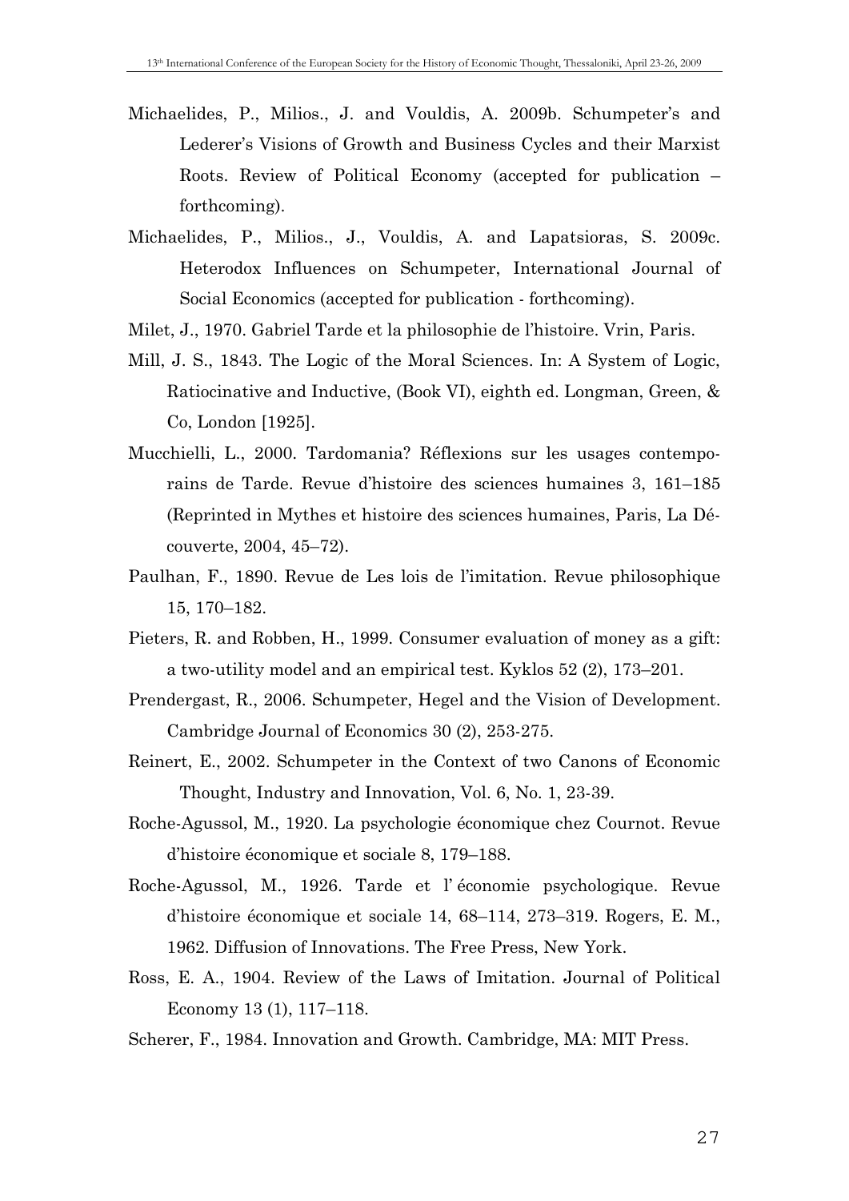Michaelides, P., Milios., J. and Vouldis, A. 2009b. Schumpeter's and Lederer's Visions of Growth and Business Cycles and their Marxist Roots. Review of Political Economy (accepted for publication – forthcoming).

Michaelides, P., Milios., J., Vouldis, A. and Lapatsioras, S. 2009c. Heterodox Influences on Schumpeter, International Journal of Social Economics (accepted for publication - forthcoming).

Milet, J., 1970. Gabriel Tarde et la philosophie de l'histoire. Vrin, Paris.

Mill, J. S., 1843. The Logic of the Moral Sciences. In: A System of Logic, Ratiocinative and Inductive, (Book VI), eighth ed. Longman, Green, & Co, London [1925].

Mucchielli, L., 2000. Tardomania? Réflexions sur les usages contemporains de Tarde. Revue d'histoire des sciences humaines 3, 161–185 (Reprinted in Mythes et histoire des sciences humaines, Paris, La Découverte, 2004, 45–72).

Paulhan, F., 1890. Revue de Les lois de l'imitation. Revue philosophique 15, 170–182.

Pieters, R. and Robben, H., 1999. Consumer evaluation of money as a gift: a two-utility model and an empirical test. Kyklos 52 (2), 173–201.

Prendergast, R., 2006. Schumpeter, Hegel and the Vision of Development. Cambridge Journal of Economics 30 (2), 253-275.

Reinert, E., 2002. Schumpeter in the Context of two Canons of Economic Thought, Industry and Innovation, Vol. 6, No. 1, 23-39.

Roche-Agussol, M., 1920. La psychologie économique chez Cournot. Revue d'histoire économique et sociale 8, 179–188.

Roche-Agussol, M., 1926. Tarde et l' économie psychologique. Revue d'histoire économique et sociale 14, 68–114, 273–319. Rogers, E. M., 1962. Diffusion of Innovations. The Free Press, New York.

Ross, E. A., 1904. Review of the Laws of Imitation. Journal of Political Economy 13 (1), 117–118.

Scherer, F., 1984. Innovation and Growth. Cambridge, MA: MIT Press.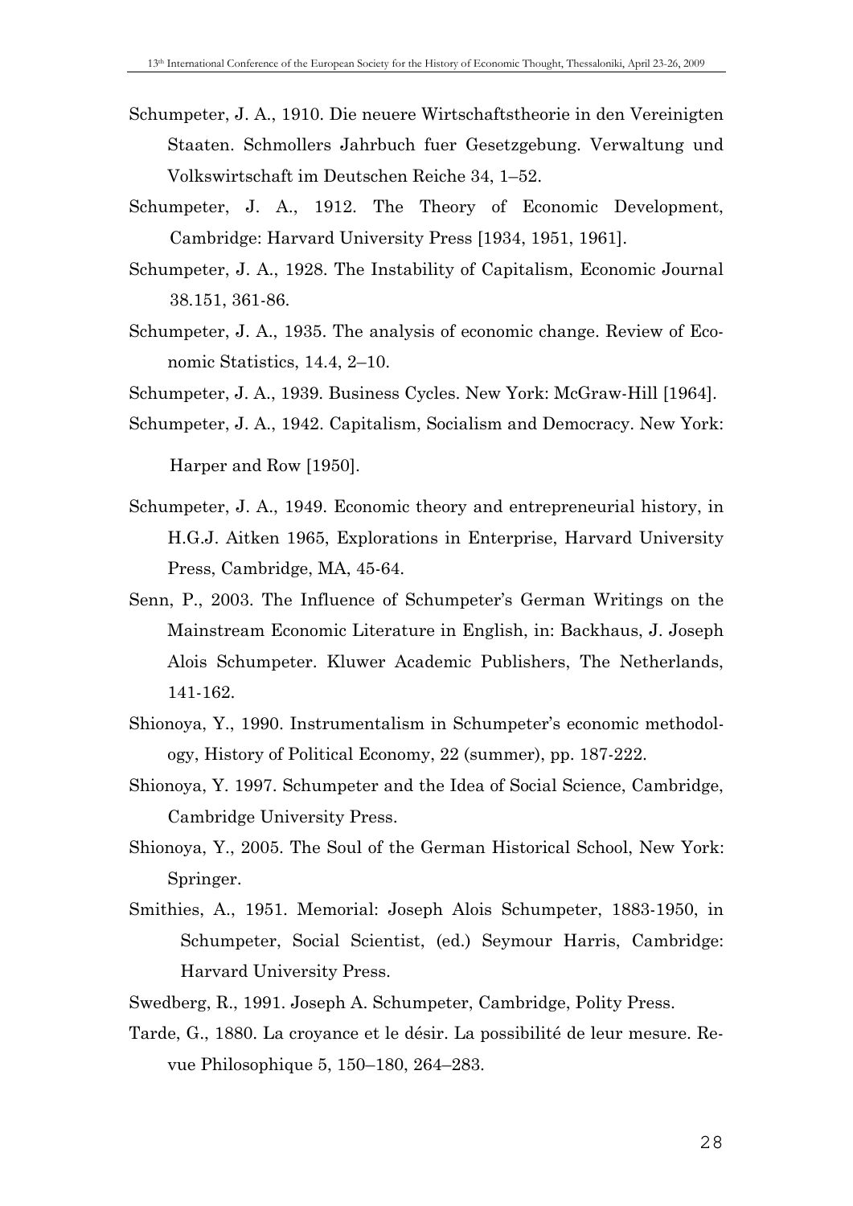Schumpeter, J. A., 1910. Die neuere Wirtschaftstheorie in den Vereinigten Staaten. Schmollers Jahrbuch fuer Gesetzgebung. Verwaltung und Volkswirtschaft im Deutschen Reiche 34, 1–52.

Schumpeter, J. A., 1912. The Theory of Economic Development, Cambridge: Harvard University Press [1934, 1951, 1961].

Schumpeter, J. A., 1928. The Instability of Capitalism, Economic Journal 38.151, 361-86.

Schumpeter, J. A., 1935. The analysis of economic change. Review of Economic Statistics, 14.4, 2–10.

Schumpeter, J. A., 1939. Business Cycles. New York: McGraw-Hill [1964].

Schumpeter, J. A., 1942. Capitalism, Socialism and Democracy. New York: Harper and Row [1950].

Schumpeter, J. A., 1949. Economic theory and entrepreneurial history, in H.G.J. Aitken 1965, Explorations in Enterprise, Harvard University Press, Cambridge, MA, 45-64.

Senn, P., 2003. The Influence of Schumpeter's German Writings on the Mainstream Economic Literature in English, in: Backhaus, J. Joseph Alois Schumpeter. Kluwer Academic Publishers, The Netherlands, 141-162.

Shionoya, Y., 1990. Instrumentalism in Schumpeter's economic methodology, History of Political Economy, 22 (summer), pp. 187-222.

Shionoya, Y. 1997. Schumpeter and the Idea of Social Science, Cambridge, Cambridge University Press.

Shionoya, Y., 2005. The Soul of the German Historical School, New York: Springer.

Smithies, A., 1951. Memorial: Joseph Alois Schumpeter, 1883-1950, in Schumpeter, Social Scientist, (ed.) Seymour Harris, Cambridge: Harvard University Press.

Swedberg, R., 1991. Joseph A. Schumpeter, Cambridge, Polity Press.

Tarde, G., 1880. La croyance et le désir. La possibilité de leur mesure. Revue Philosophique 5, 150–180, 264–283.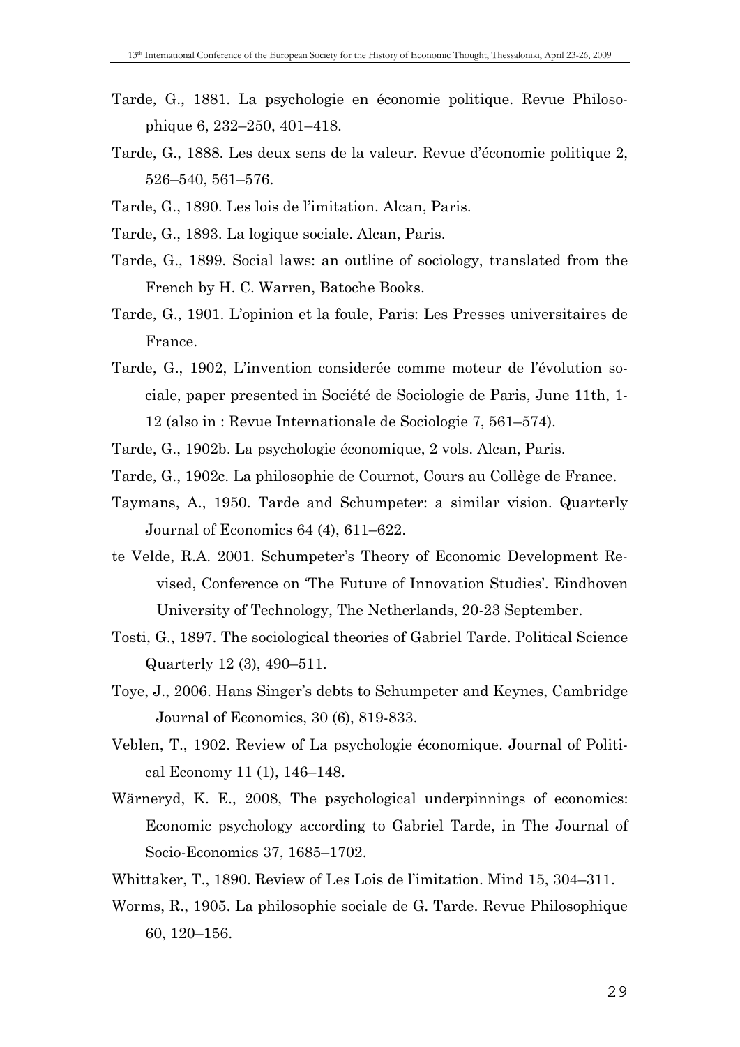Tarde, G., 1881. La psychologie en économie politique. Revue Philosophique 6, 232–250, 401–418.

Tarde, G., 1888. Les deux sens de la valeur. Revue d'économie politique 2, 526–540, 561–576.

Tarde, G., 1890. Les lois de l'imitation. Alcan, Paris.

Tarde, G., 1893. La logique sociale. Alcan, Paris.

Tarde, G., 1899. Social laws: an outline of sociology, translated from the French by H. C. Warren, Batoche Books.

Tarde, G., 1901. L'opinion et la foule, Paris: Les Presses universitaires de France.

Tarde, G., 1902, L'invention considerée comme moteur de l'évolution sociale, paper presented in Société de Sociologie de Paris, June 11th, 1-12 (also in : Revue Internationale de Sociologie 7, 561–574).

Tarde, G., 1902b. La psychologie économique, 2 vols. Alcan, Paris.

Tarde, G., 1902c. La philosophie de Cournot, Cours au Collège de France.

Taymans, A., 1950. Tarde and Schumpeter: a similar vision. Quarterly Journal of Economics 64 (4), 611–622.

te Velde, R.A. 2001. Schumpeter's Theory of Economic Development Revised, Conference on 'The Future of Innovation Studies'. Eindhoven University of Technology, The Netherlands, 20-23 September.

Tosti, G., 1897. The sociological theories of Gabriel Tarde. Political Science Quarterly 12 (3), 490–511.

Toye, J., 2006. Hans Singer's debts to Schumpeter and Keynes, Cambridge Journal of Economics, 30 (6), 819-833.

Veblen, T., 1902. Review of La psychologie économique. Journal of Political Economy 11 (1), 146–148.

Wärneryd, K. E., 2008, The psychological underpinnings of economics: Economic psychology according to Gabriel Tarde, in The Journal of Socio-Economics 37, 1685–1702.

Whittaker, T., 1890. Review of Les Lois de l'imitation. Mind 15, 304–311.

Worms, R., 1905. La philosophie sociale de G. Tarde. Revue Philosophique 60, 120–156.